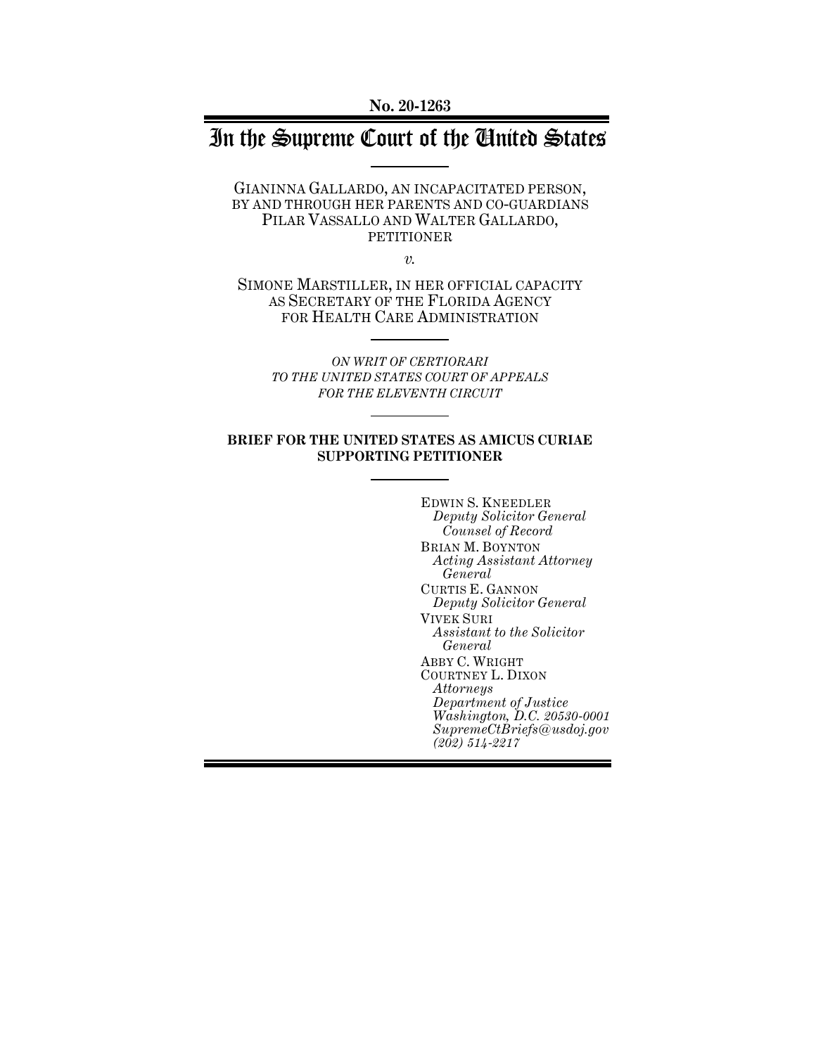No. 20-1263

# In the Supreme Court of the United States

GIANINNA GALLARDO, AN INCAPACITATED PERSON, BY AND THROUGH HER PARENTS AND CO-GUARDIANS PILAR VASSALLO AND WALTER GALLARDO, PETITIONER

*v.*

SIMONE MARSTILLER, IN HER OFFICIAL CAPACITY AS SECRETARY OF THE FLORIDA AGENCY FOR HEALTH CARE ADMINISTRATION

*ON WRIT OF CERTIORARI TO THE UNITED STATES COURT OF APPEALS FOR THE ELEVENTH CIRCUIT*

**BRIEF FOR THE UNITED STATES AS AMICUS CURIAE SUPPORTING PETITIONER**

EDWIN S. KNEEDLER
*Deputy Solicitor General*
*Counsel of Record*

BRIAN M. BOYNTON
*Acting Assistant Attorney General*

CURTIS E. GANNON
*Deputy Solicitor General*

VIVEK SURI
*Assistant to the Solicitor General*

ABBY C. WRIGHT
COURTNEY L. DIXON
*Attorneys*
*Department of Justice*
*Washington, D.C. 20530-0001*
*SupremeCtBriefs@usdoj.gov*
*(202) 514-2217*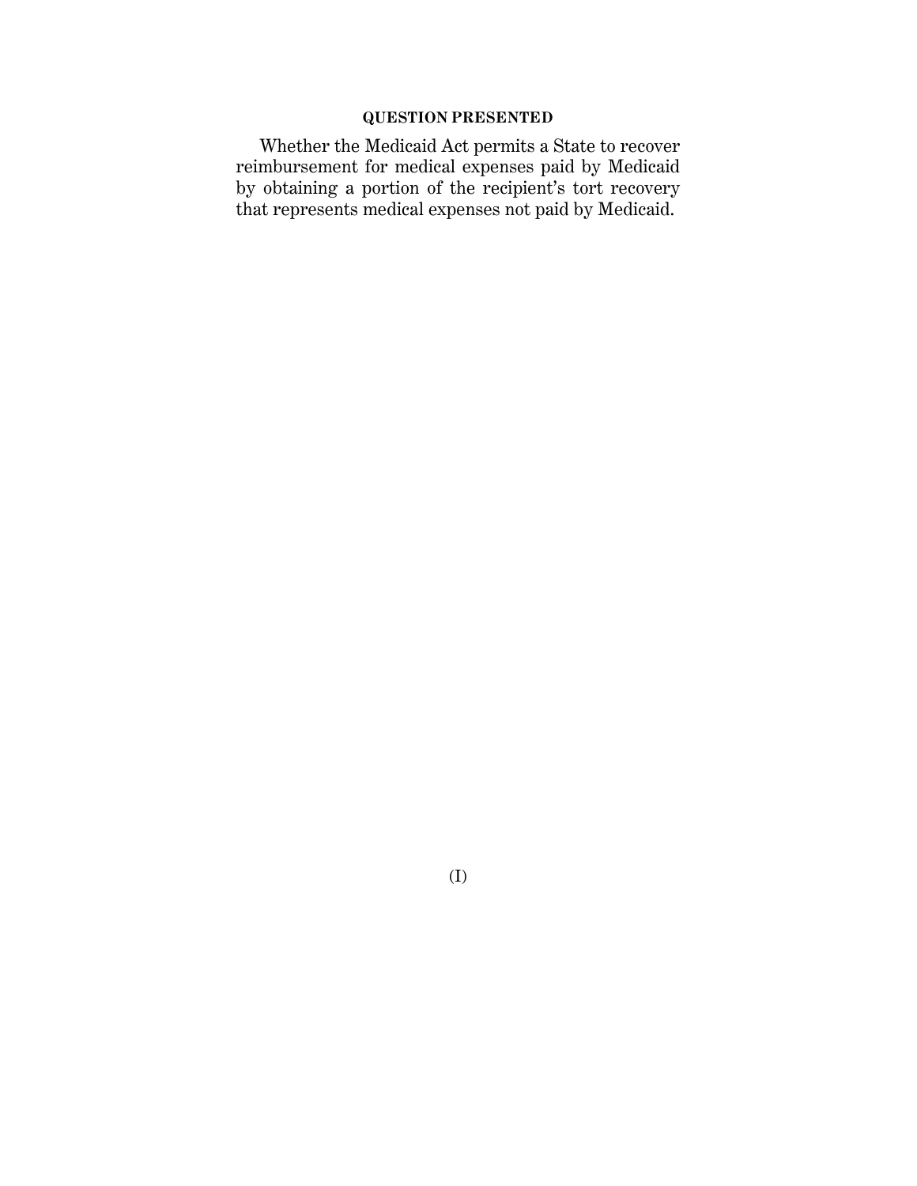## QUESTION PRESENTED

Whether the Medicaid Act permits a State to recover reimbursement for medical expenses paid by Medicaid by obtaining a portion of the recipient's tort recovery that represents medical expenses not paid by Medicaid.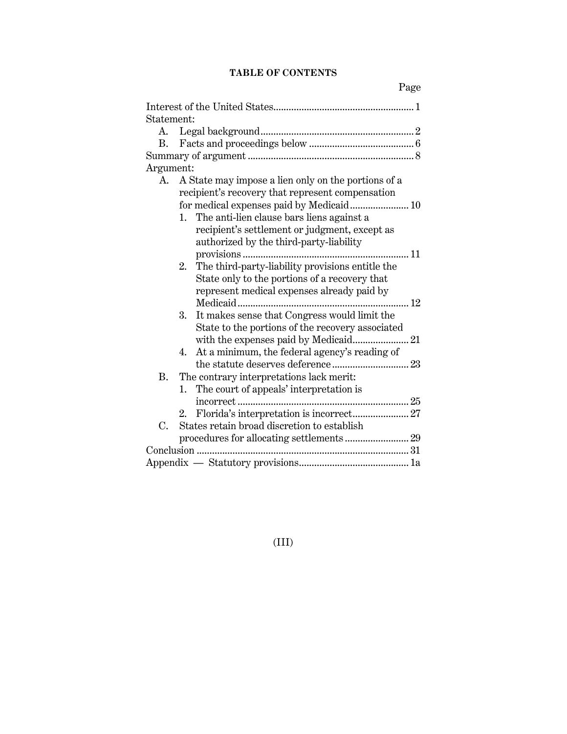## TABLE OF CONTENTS

Page

Interest of the United States ........................................................ 1

Statement:

- A. Legal background ............................................................ 2
- B. Facts and proceedings below ......................................... 6

Summary of argument ................................................................ 8

Argument:

- A. A State may impose a lien only on the portions of a recipient's recovery that represent compensation for medical expenses paid by Medicaid ....................... 10
  1. The anti-lien clause bars liens against a recipient's settlement or judgment, except as authorized by the third-party-liability provisions ................................................................. 11
  2. The third-party-liability provisions entitle the State only to the portions of a recovery that represent medical expenses already paid by Medicaid ................................................................... 12
  3. It makes sense that Congress would limit the State to the portions of the recovery associated with the expenses paid by Medicaid ...................... 21
  4. At a minimum, the federal agency's reading of the statute deserves deference .............................. 23
- B. The contrary interpretations lack merit:
  1. The court of appeals' interpretation is incorrect ................................................................... 25
  2. Florida's interpretation is incorrect ...................... 27
- C. States retain broad discretion to establish procedures for allocating settlements ......................... 29

Conclusion ................................................................................... 31

Appendix — Statutory provisions ........................................... 1a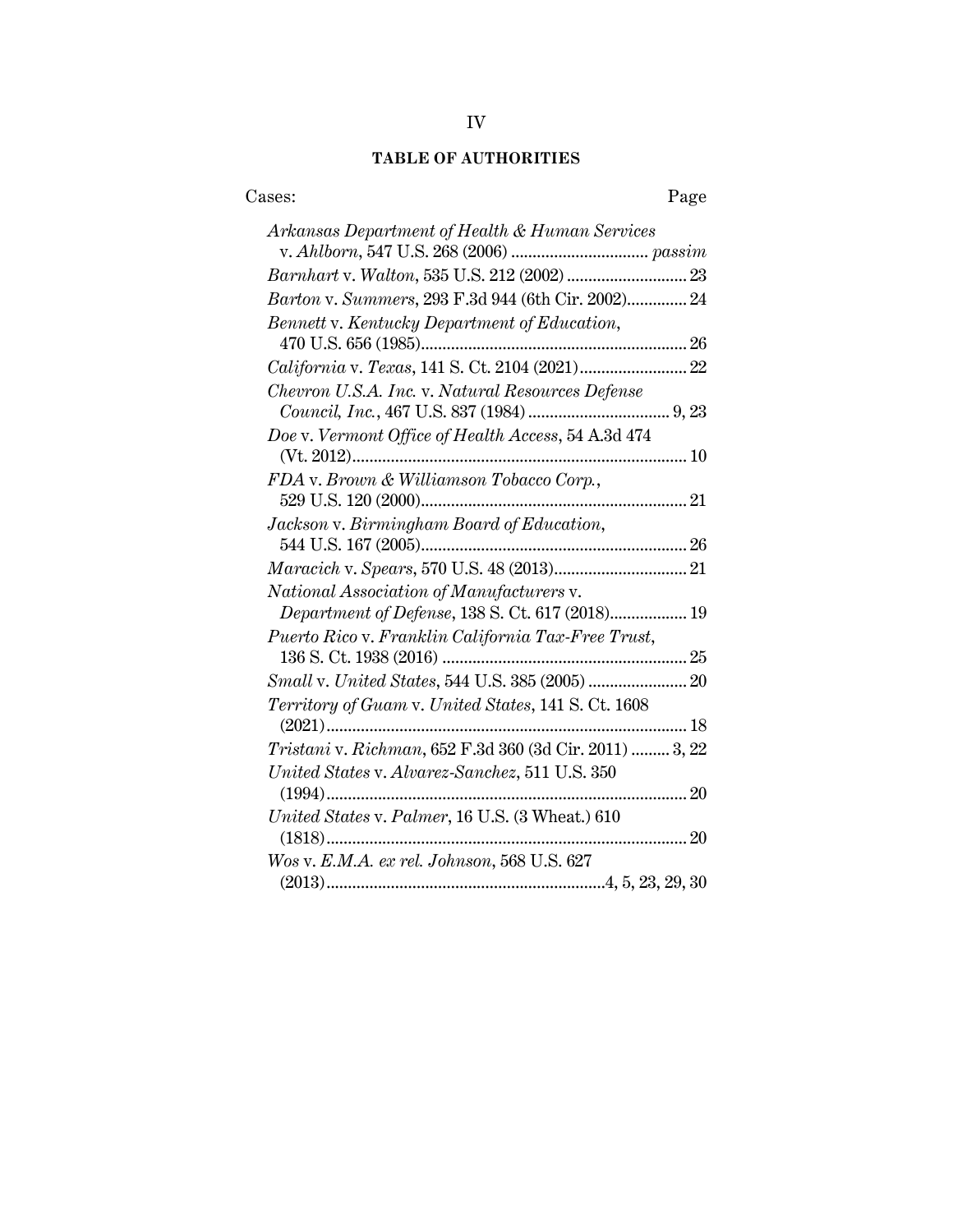## TABLE OF AUTHORITIES

Cases: Page

*Arkansas Department of Health & Human Services* v. *Ahlborn*, 547 U.S. 268 (2006) ................................ *passim*

*Barnhart* v. *Walton*, 535 U.S. 212 (2002) ............................ 23

*Barton* v. *Summers*, 293 F.3d 944 (6th Cir. 2002).............. 24

*Bennett* v. *Kentucky Department of Education*, 470 U.S. 656 (1985).............................................................. 26

*California* v. *Texas*, 141 S. Ct. 2104 (2021)......................... 22

*Chevron U.S.A. Inc.* v. *Natural Resources Defense Council, Inc.*, 467 U.S. 837 (1984) ................................. 9, 23

*Doe* v. *Vermont Office of Health Access*, 54 A.3d 474 (Vt. 2012).............................................................................. 10

*FDA* v. *Brown & Williamson Tobacco Corp.*, 529 U.S. 120 (2000).............................................................. 21

*Jackson* v. *Birmingham Board of Education*, 544 U.S. 167 (2005).............................................................. 26

*Maracich* v. *Spears*, 570 U.S. 48 (2013)............................... 21

*National Association of Manufacturers* v. *Department of Defense*, 138 S. Ct. 617 (2018).................. 19

*Puerto Rico* v. *Franklin California Tax-Free Trust*, 136 S. Ct. 1938 (2016) ......................................................... 25

*Small* v. *United States*, 544 U.S. 385 (2005) ....................... 20

*Territory of Guam* v. *United States*, 141 S. Ct. 1608 (2021).................................................................................... 18

*Tristani* v. *Richman*, 652 F.3d 360 (3d Cir. 2011) ......... 3, 22

*United States* v. *Alvarez-Sanchez*, 511 U.S. 350 (1994).................................................................................... 20

*United States* v. *Palmer*, 16 U.S. (3 Wheat.) 610 (1818).................................................................................... 20

*Wos* v. *E.M.A. ex rel. Johnson*, 568 U.S. 627 (2013)................................................................4, 5, 23, 29, 30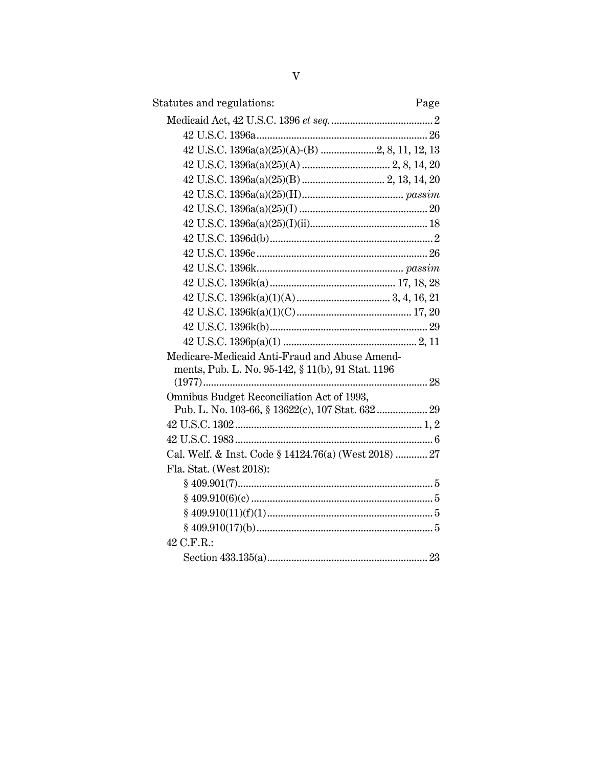| Statutes and regulations: | Page |
|---|---|
| Medicaid Act, 42 U.S.C. 1396 *et seq.* | 2 |
| 42 U.S.C. 1396a | 26 |
| 42 U.S.C. 1396a(a)(25)(A)-(B) | 2, 8, 11, 12, 13 |
| 42 U.S.C. 1396a(a)(25)(A) | 2, 8, 14, 20 |
| 42 U.S.C. 1396a(a)(25)(B) | 2, 13, 14, 20 |
| 42 U.S.C. 1396a(a)(25)(H) | *passim* |
| 42 U.S.C. 1396a(a)(25)(I) | 20 |
| 42 U.S.C. 1396a(a)(25)(I)(ii) | 18 |
| 42 U.S.C. 1396d(b) | 2 |
| 42 U.S.C. 1396c | 26 |
| 42 U.S.C. 1396k | *passim* |
| 42 U.S.C. 1396k(a) | 17, 18, 28 |
| 42 U.S.C. 1396k(a)(1)(A) | 3, 4, 16, 21 |
| 42 U.S.C. 1396k(a)(1)(C) | 17, 20 |
| 42 U.S.C. 1396k(b) | 29 |
| 42 U.S.C. 1396p(a)(1) | 2, 11 |
| Medicare-Medicaid Anti-Fraud and Abuse Amendments, Pub. L. No. 95-142, § 11(b), 91 Stat. 1196 (1977) | 28 |
| Omnibus Budget Reconciliation Act of 1993, Pub. L. No. 103-66, § 13622(c), 107 Stat. 632 | 29 |
| 42 U.S.C. 1302 | 1, 2 |
| 42 U.S.C. 1983 | 6 |
| Cal. Welf. & Inst. Code § 14124.76(a) (West 2018) | 27 |
| Fla. Stat. (West 2018): | |
| § 409.901(7) | 5 |
| § 409.910(6)(c) | 5 |
| § 409.910(11)(f)(1) | 5 |
| § 409.910(17)(b) | 5 |
| 42 C.F.R.: | |
| Section 433.135(a) | 23 |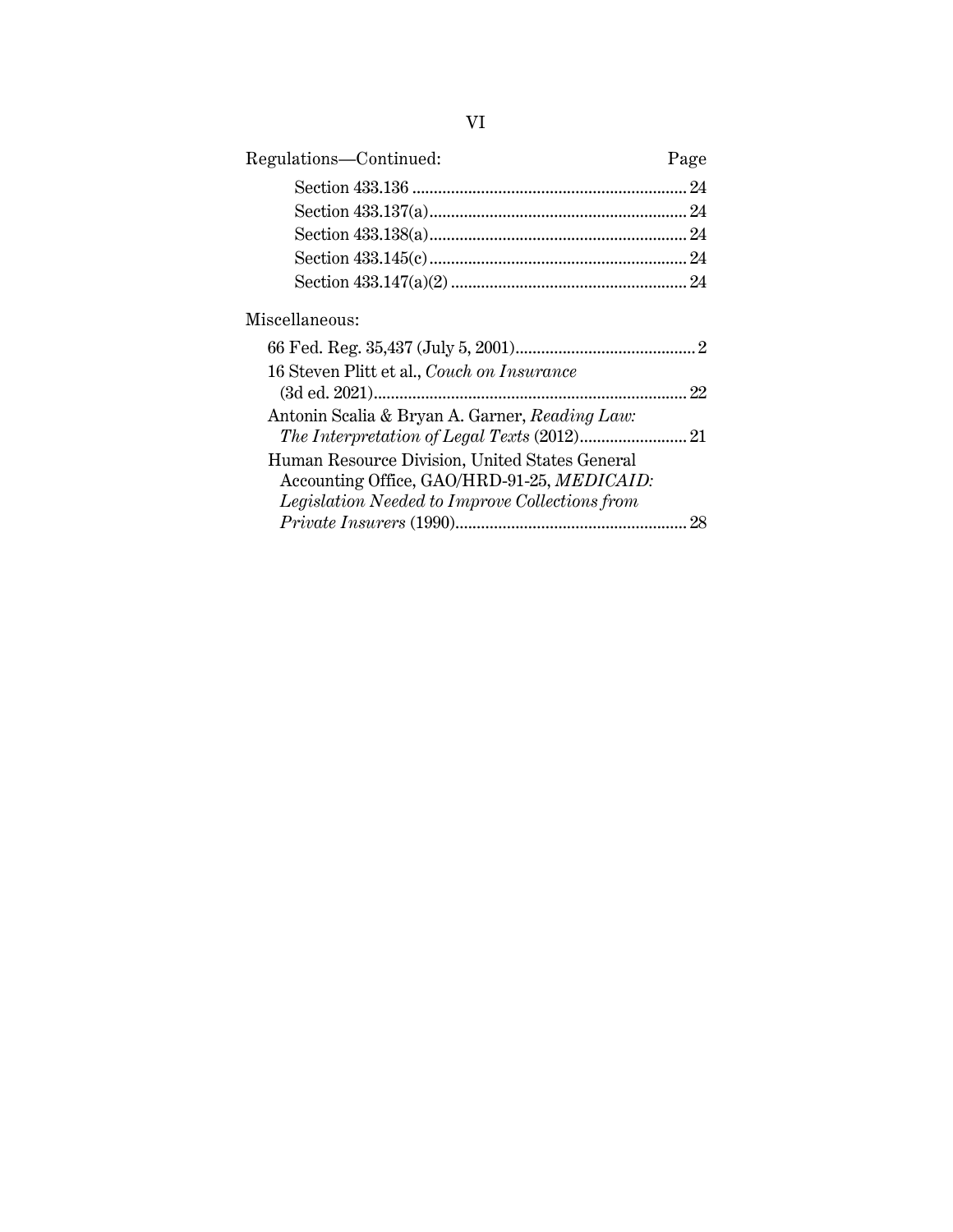Regulations—Continued: Page

Section 433.136 ................................................................ 24

Section 433.137(a)............................................................ 24

Section 433.138(a)............................................................ 24

Section 433.145(c)............................................................ 24

Section 433.147(a)(2) ....................................................... 24

Miscellaneous:

66 Fed. Reg. 35,437 (July 5, 2001)........................................... 2

16 Steven Plitt et al., *Couch on Insurance* (3d ed. 2021)......................................................................... 22

Antonin Scalia & Bryan A. Garner, *Reading Law: The Interpretation of Legal Texts* (2012)......................... 21

Human Resource Division, United States General Accounting Office, GAO/HRD-91-25, *MEDICAID: Legislation Needed to Improve Collections from Private Insurers* (1990)...................................................... 28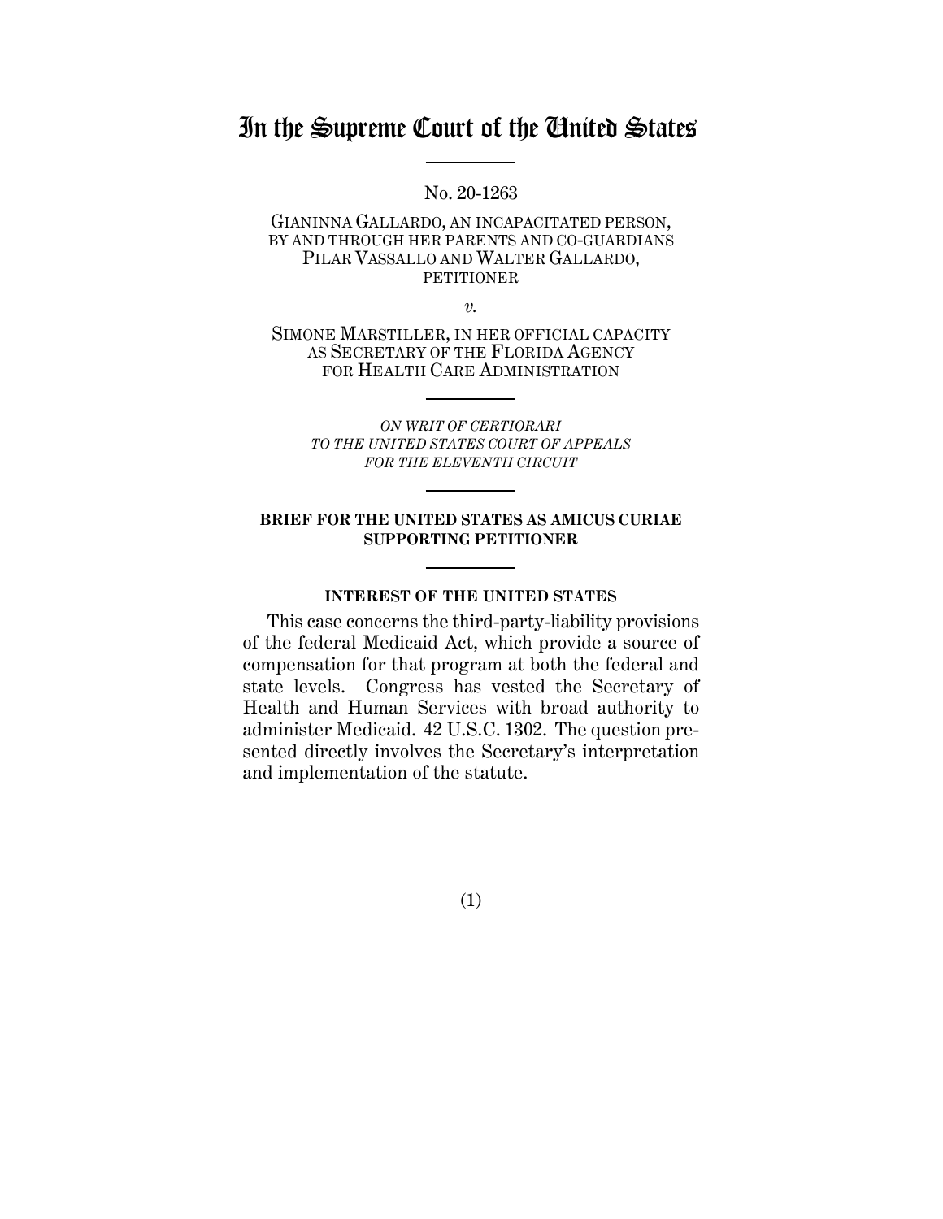# In the Supreme Court of the United States

No. 20-1263

GIANINNA GALLARDO, AN INCAPACITATED PERSON, BY AND THROUGH HER PARENTS AND CO-GUARDIANS PILAR VASSALLO AND WALTER GALLARDO, PETITIONER

*v.*

SIMONE MARSTILLER, IN HER OFFICIAL CAPACITY AS SECRETARY OF THE FLORIDA AGENCY FOR HEALTH CARE ADMINISTRATION

*ON WRIT OF CERTIORARI TO THE UNITED STATES COURT OF APPEALS FOR THE ELEVENTH CIRCUIT*

**BRIEF FOR THE UNITED STATES AS AMICUS CURIAE SUPPORTING PETITIONER**

**INTEREST OF THE UNITED STATES**

This case concerns the third-party-liability provisions of the federal Medicaid Act, which provide a source of compensation for that program at both the federal and state levels. Congress has vested the Secretary of Health and Human Services with broad authority to administer Medicaid. 42 U.S.C. 1302. The question presented directly involves the Secretary's interpretation and implementation of the statute.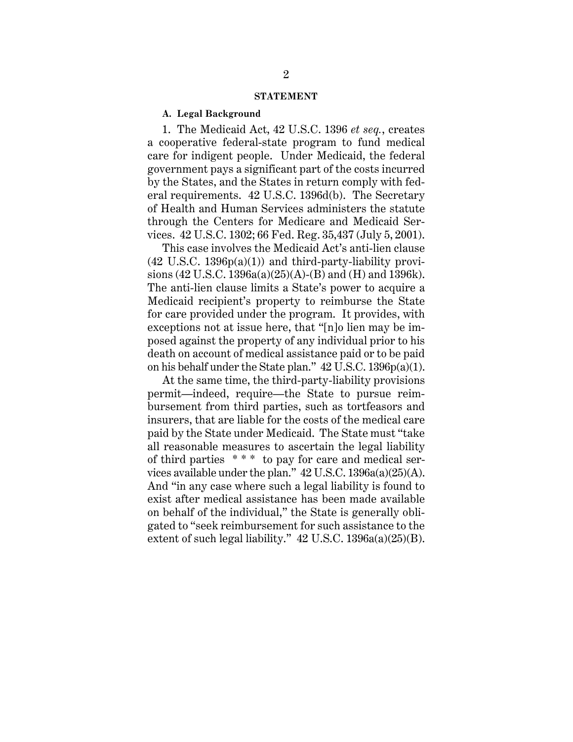## STATEMENT

### A. Legal Background

1. The Medicaid Act, 42 U.S.C. 1396 *et seq.*, creates a cooperative federal-state program to fund medical care for indigent people. Under Medicaid, the federal government pays a significant part of the costs incurred by the States, and the States in return comply with federal requirements. 42 U.S.C. 1396d(b). The Secretary of Health and Human Services administers the statute through the Centers for Medicare and Medicaid Services. 42 U.S.C. 1302; 66 Fed. Reg. 35,437 (July 5, 2001).

This case involves the Medicaid Act's anti-lien clause (42 U.S.C. 1396p(a)(1)) and third-party-liability provisions (42 U.S.C. 1396a(a)(25)(A)-(B) and (H) and 1396k). The anti-lien clause limits a State's power to acquire a Medicaid recipient's property to reimburse the State for care provided under the program. It provides, with exceptions not at issue here, that "[n]o lien may be imposed against the property of any individual prior to his death on account of medical assistance paid or to be paid on his behalf under the State plan." 42 U.S.C. 1396p(a)(1).

At the same time, the third-party-liability provisions permit—indeed, require—the State to pursue reimbursement from third parties, such as tortfeasors and insurers, that are liable for the costs of the medical care paid by the State under Medicaid. The State must "take all reasonable measures to ascertain the legal liability of third parties * * * to pay for care and medical services available under the plan." 42 U.S.C. 1396a(a)(25)(A). And "in any case where such a legal liability is found to exist after medical assistance has been made available on behalf of the individual," the State is generally obligated to "seek reimbursement for such assistance to the extent of such legal liability." 42 U.S.C. 1396a(a)(25)(B).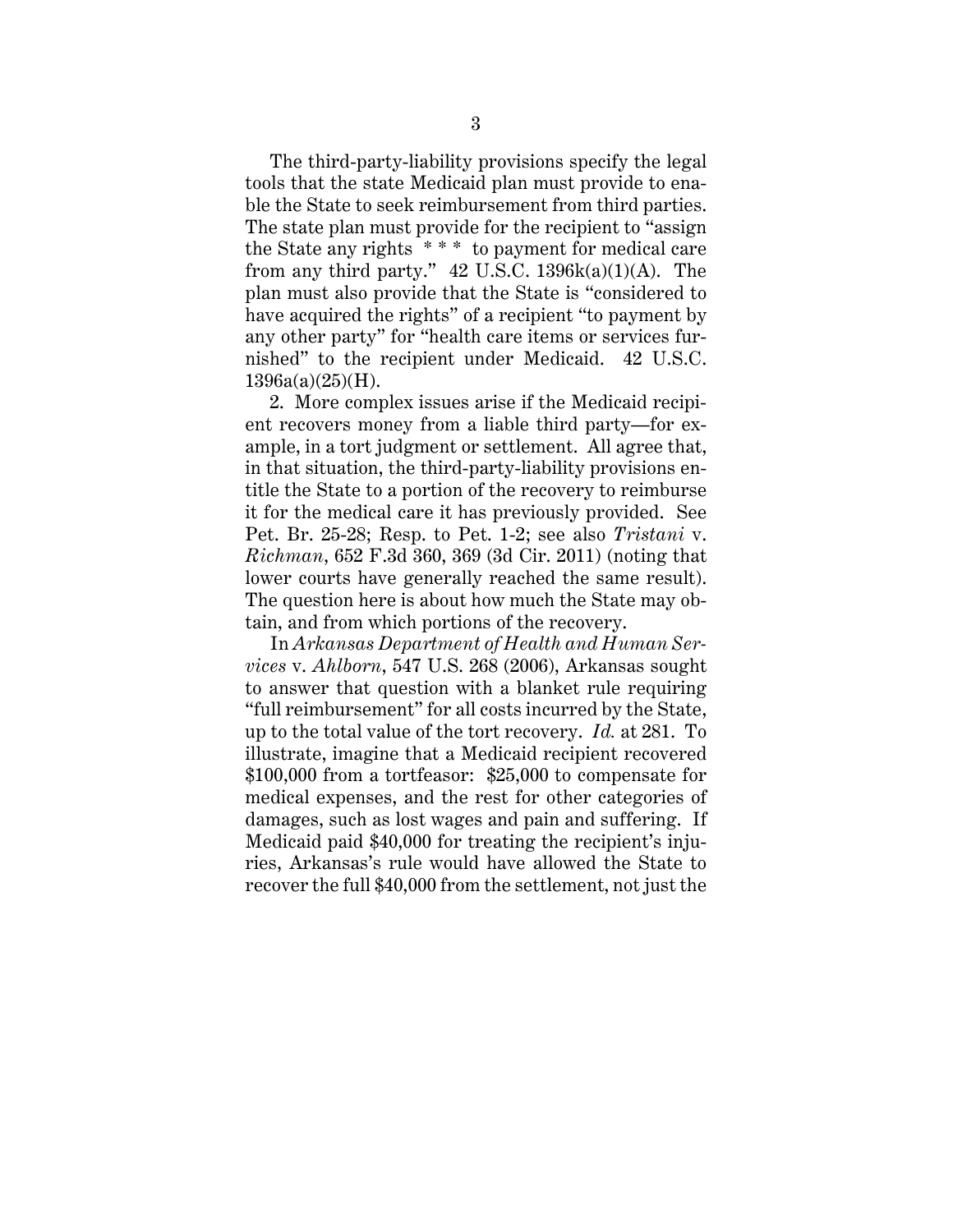The third-party-liability provisions specify the legal tools that the state Medicaid plan must provide to enable the State to seek reimbursement from third parties. The state plan must provide for the recipient to "assign the State any rights * * * to payment for medical care from any third party." 42 U.S.C. 1396k(a)(1)(A). The plan must also provide that the State is "considered to have acquired the rights" of a recipient "to payment by any other party" for "health care items or services furnished" to the recipient under Medicaid. 42 U.S.C. 1396a(a)(25)(H).

2. More complex issues arise if the Medicaid recipient recovers money from a liable third party—for example, in a tort judgment or settlement. All agree that, in that situation, the third-party-liability provisions entitle the State to a portion of the recovery to reimburse it for the medical care it has previously provided. See Pet. Br. 25-28; Resp. to Pet. 1-2; see also *Tristani* v. *Richman*, 652 F.3d 360, 369 (3d Cir. 2011) (noting that lower courts have generally reached the same result). The question here is about how much the State may obtain, and from which portions of the recovery.

In *Arkansas Department of Health and Human Services* v. *Ahlborn*, 547 U.S. 268 (2006), Arkansas sought to answer that question with a blanket rule requiring "full reimbursement" for all costs incurred by the State, up to the total value of the tort recovery. *Id.* at 281. To illustrate, imagine that a Medicaid recipient recovered \$100,000 from a tortfeasor: \$25,000 to compensate for medical expenses, and the rest for other categories of damages, such as lost wages and pain and suffering. If Medicaid paid \$40,000 for treating the recipient's injuries, Arkansas's rule would have allowed the State to recover the full \$40,000 from the settlement, not just the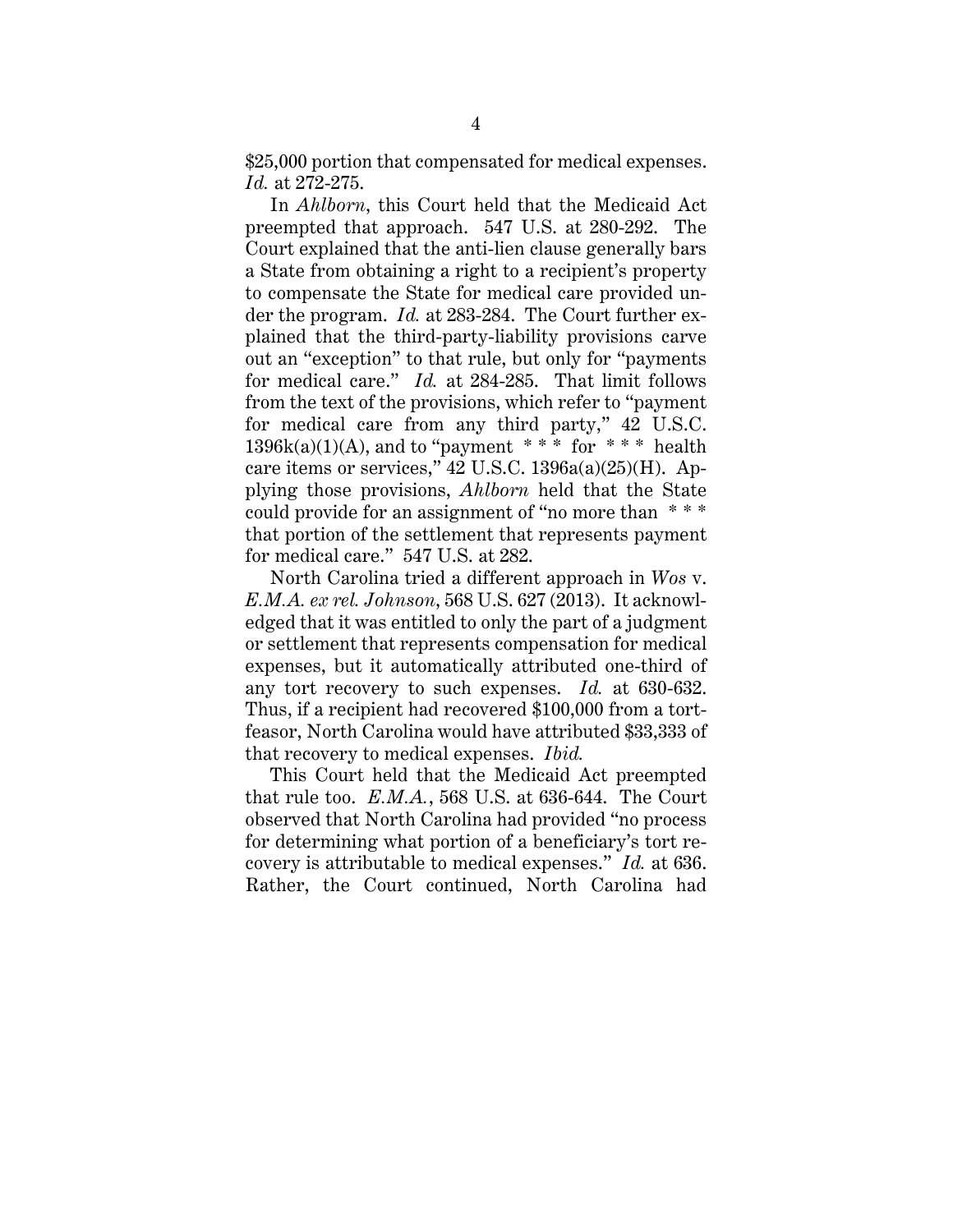$25,000 portion that compensated for medical expenses. *Id.* at 272-275.

In *Ahlborn*, this Court held that the Medicaid Act preempted that approach. 547 U.S. at 280-292. The Court explained that the anti-lien clause generally bars a State from obtaining a right to a recipient's property to compensate the State for medical care provided under the program. *Id.* at 283-284. The Court further explained that the third-party-liability provisions carve out an "exception" to that rule, but only for "payments for medical care." *Id.* at 284-285. That limit follows from the text of the provisions, which refer to "payment for medical care from any third party," 42 U.S.C. 1396k(a)(1)(A), and to "payment * * * for * * * health care items or services," 42 U.S.C. 1396a(a)(25)(H). Applying those provisions, *Ahlborn* held that the State could provide for an assignment of "no more than * * * that portion of the settlement that represents payment for medical care." 547 U.S. at 282.

North Carolina tried a different approach in *Wos* v. *E.M.A. ex rel. Johnson*, 568 U.S. 627 (2013). It acknowledged that it was entitled to only the part of a judgment or settlement that represents compensation for medical expenses, but it automatically attributed one-third of any tort recovery to such expenses. *Id.* at 630-632. Thus, if a recipient had recovered $100,000 from a tortfeasor, North Carolina would have attributed $33,333 of that recovery to medical expenses. *Ibid.*

This Court held that the Medicaid Act preempted that rule too. *E.M.A.*, 568 U.S. at 636-644. The Court observed that North Carolina had provided "no process for determining what portion of a beneficiary's tort recovery is attributable to medical expenses." *Id.* at 636. Rather, the Court continued, North Carolina had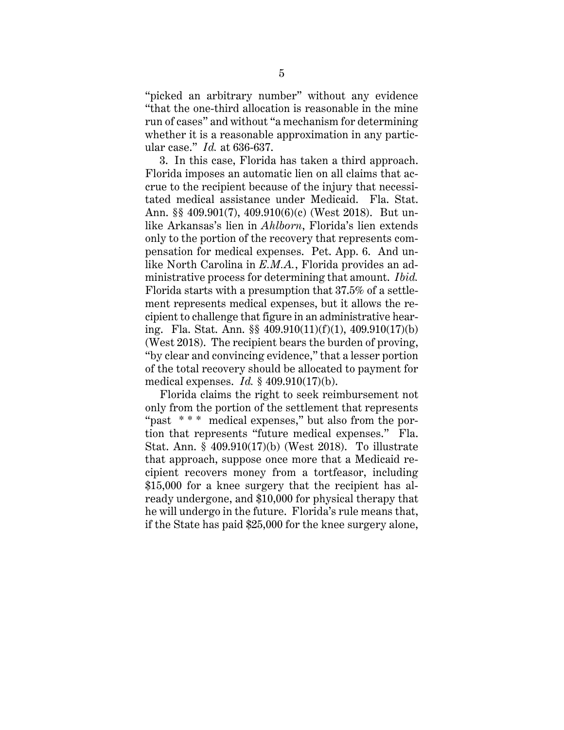"picked an arbitrary number" without any evidence "that the one-third allocation is reasonable in the mine run of cases" and without "a mechanism for determining whether it is a reasonable approximation in any particular case." *Id.* at 636-637.

3. In this case, Florida has taken a third approach. Florida imposes an automatic lien on all claims that accrue to the recipient because of the injury that necessitated medical assistance under Medicaid. Fla. Stat. Ann. §§ 409.901(7), 409.910(6)(c) (West 2018). But unlike Arkansas's lien in *Ahlborn*, Florida's lien extends only to the portion of the recovery that represents compensation for medical expenses. Pet. App. 6. And unlike North Carolina in *E.M.A.*, Florida provides an administrative process for determining that amount. *Ibid.* Florida starts with a presumption that 37.5% of a settlement represents medical expenses, but it allows the recipient to challenge that figure in an administrative hearing. Fla. Stat. Ann. §§ 409.910(11)(f)(1), 409.910(17)(b) (West 2018). The recipient bears the burden of proving, "by clear and convincing evidence," that a lesser portion of the total recovery should be allocated to payment for medical expenses. *Id.* § 409.910(17)(b).

Florida claims the right to seek reimbursement not only from the portion of the settlement that represents "past * * * medical expenses," but also from the portion that represents "future medical expenses." Fla. Stat. Ann. § 409.910(17)(b) (West 2018). To illustrate that approach, suppose once more that a Medicaid recipient recovers money from a tortfeasor, including $15,000 for a knee surgery that the recipient has already undergone, and $10,000 for physical therapy that he will undergo in the future. Florida's rule means that, if the State has paid $25,000 for the knee surgery alone,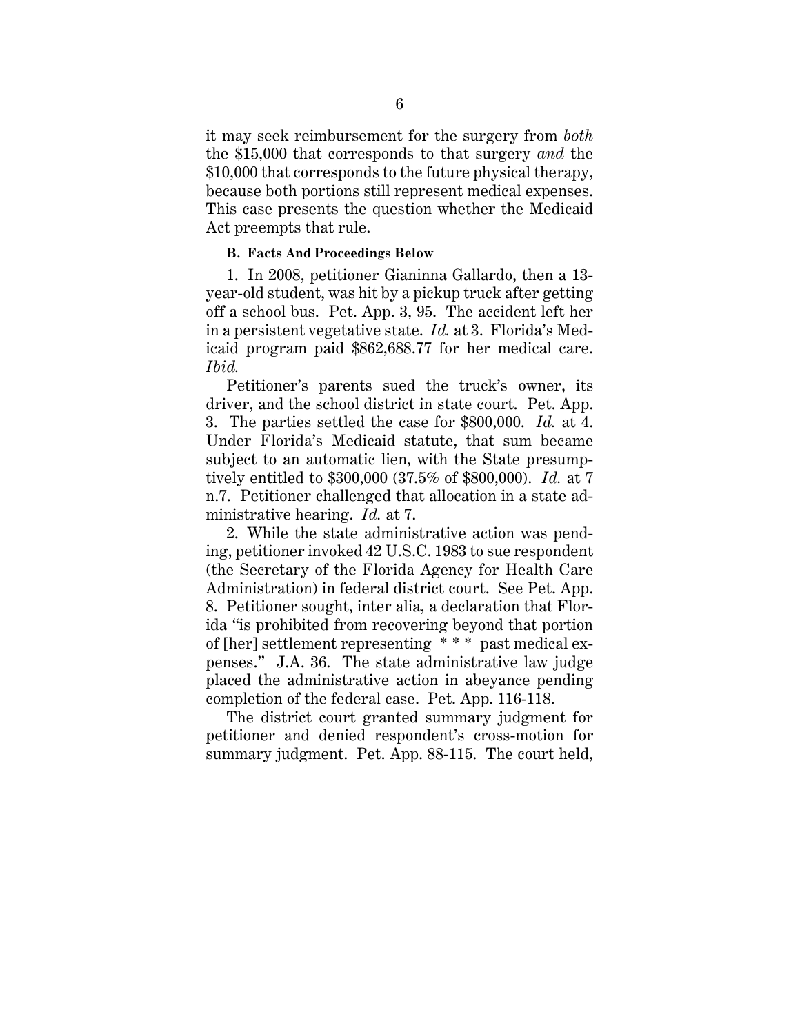it may seek reimbursement for the surgery from *both* the $15,000 that corresponds to that surgery *and* the $10,000 that corresponds to the future physical therapy, because both portions still represent medical expenses. This case presents the question whether the Medicaid Act preempts that rule.

**B. Facts And Proceedings Below**

1. In 2008, petitioner Gianinna Gallardo, then a 13-year-old student, was hit by a pickup truck after getting off a school bus. Pet. App. 3, 95. The accident left her in a persistent vegetative state. *Id.* at 3. Florida's Medicaid program paid $862,688.77 for her medical care. *Ibid.*

Petitioner's parents sued the truck's owner, its driver, and the school district in state court. Pet. App. 3. The parties settled the case for $800,000. *Id.* at 4. Under Florida's Medicaid statute, that sum became subject to an automatic lien, with the State presumptively entitled to $300,000 (37.5% of $800,000). *Id.* at 7 n.7. Petitioner challenged that allocation in a state administrative hearing. *Id.* at 7.

2. While the state administrative action was pending, petitioner invoked 42 U.S.C. 1983 to sue respondent (the Secretary of the Florida Agency for Health Care Administration) in federal district court. See Pet. App. 8. Petitioner sought, inter alia, a declaration that Florida "is prohibited from recovering beyond that portion of [her] settlement representing * * * past medical expenses." J.A. 36. The state administrative law judge placed the administrative action in abeyance pending completion of the federal case. Pet. App. 116-118.

The district court granted summary judgment for petitioner and denied respondent's cross-motion for summary judgment. Pet. App. 88-115. The court held,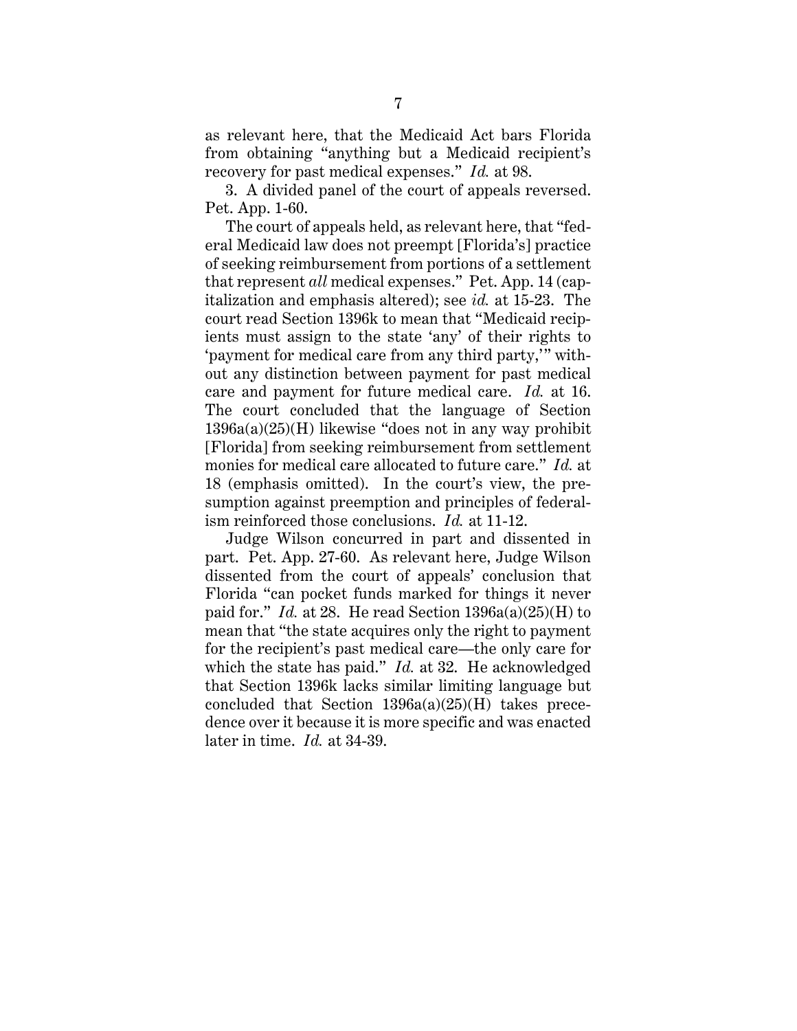as relevant here, that the Medicaid Act bars Florida from obtaining "anything but a Medicaid recipient's recovery for past medical expenses." *Id.* at 98.

3. A divided panel of the court of appeals reversed. Pet. App. 1-60.

The court of appeals held, as relevant here, that "federal Medicaid law does not preempt [Florida's] practice of seeking reimbursement from portions of a settlement that represent *all* medical expenses." Pet. App. 14 (capitalization and emphasis altered); see *id.* at 15-23. The court read Section 1396k to mean that "Medicaid recipients must assign to the state 'any' of their rights to 'payment for medical care from any third party,'" without any distinction between payment for past medical care and payment for future medical care. *Id.* at 16. The court concluded that the language of Section 1396a(a)(25)(H) likewise "does not in any way prohibit [Florida] from seeking reimbursement from settlement monies for medical care allocated to future care." *Id.* at 18 (emphasis omitted). In the court's view, the presumption against preemption and principles of federalism reinforced those conclusions. *Id.* at 11-12.

Judge Wilson concurred in part and dissented in part. Pet. App. 27-60. As relevant here, Judge Wilson dissented from the court of appeals' conclusion that Florida "can pocket funds marked for things it never paid for." *Id.* at 28. He read Section 1396a(a)(25)(H) to mean that "the state acquires only the right to payment for the recipient's past medical care—the only care for which the state has paid." *Id.* at 32. He acknowledged that Section 1396k lacks similar limiting language but concluded that Section 1396a(a)(25)(H) takes precedence over it because it is more specific and was enacted later in time. *Id.* at 34-39.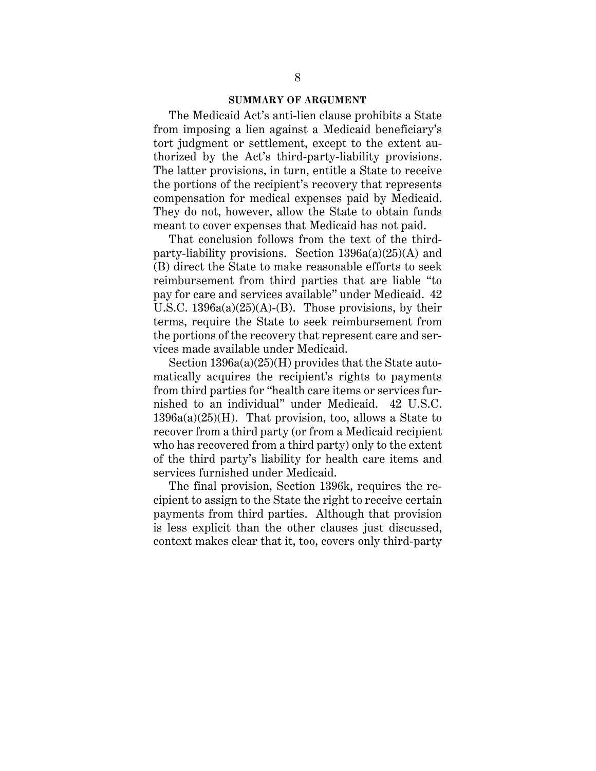## SUMMARY OF ARGUMENT

The Medicaid Act's anti-lien clause prohibits a State from imposing a lien against a Medicaid beneficiary's tort judgment or settlement, except to the extent authorized by the Act's third-party-liability provisions. The latter provisions, in turn, entitle a State to receive the portions of the recipient's recovery that represents compensation for medical expenses paid by Medicaid. They do not, however, allow the State to obtain funds meant to cover expenses that Medicaid has not paid.

That conclusion follows from the text of the third-party-liability provisions. Section 1396a(a)(25)(A) and (B) direct the State to make reasonable efforts to seek reimbursement from third parties that are liable "to pay for care and services available" under Medicaid. 42 U.S.C. 1396a(a)(25)(A)-(B). Those provisions, by their terms, require the State to seek reimbursement from the portions of the recovery that represent care and services made available under Medicaid.

Section 1396a(a)(25)(H) provides that the State automatically acquires the recipient's rights to payments from third parties for "health care items or services furnished to an individual" under Medicaid. 42 U.S.C. 1396a(a)(25)(H). That provision, too, allows a State to recover from a third party (or from a Medicaid recipient who has recovered from a third party) only to the extent of the third party's liability for health care items and services furnished under Medicaid.

The final provision, Section 1396k, requires the recipient to assign to the State the right to receive certain payments from third parties. Although that provision is less explicit than the other clauses just discussed, context makes clear that it, too, covers only third-party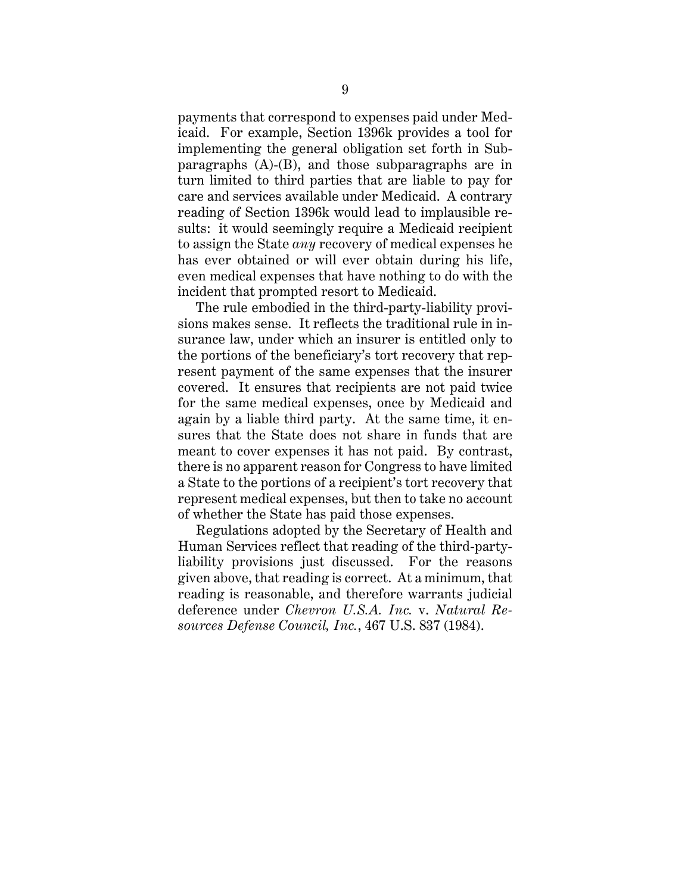payments that correspond to expenses paid under Medicaid. For example, Section 1396k provides a tool for implementing the general obligation set forth in Subparagraphs (A)-(B), and those subparagraphs are in turn limited to third parties that are liable to pay for care and services available under Medicaid. A contrary reading of Section 1396k would lead to implausible results: it would seemingly require a Medicaid recipient to assign the State *any* recovery of medical expenses he has ever obtained or will ever obtain during his life, even medical expenses that have nothing to do with the incident that prompted resort to Medicaid.

The rule embodied in the third-party-liability provisions makes sense. It reflects the traditional rule in insurance law, under which an insurer is entitled only to the portions of the beneficiary's tort recovery that represent payment of the same expenses that the insurer covered. It ensures that recipients are not paid twice for the same medical expenses, once by Medicaid and again by a liable third party. At the same time, it ensures that the State does not share in funds that are meant to cover expenses it has not paid. By contrast, there is no apparent reason for Congress to have limited a State to the portions of a recipient's tort recovery that represent medical expenses, but then to take no account of whether the State has paid those expenses.

Regulations adopted by the Secretary of Health and Human Services reflect that reading of the third-party-liability provisions just discussed. For the reasons given above, that reading is correct. At a minimum, that reading is reasonable, and therefore warrants judicial deference under *Chevron U.S.A. Inc.* v. *Natural Resources Defense Council, Inc.*, 467 U.S. 837 (1984).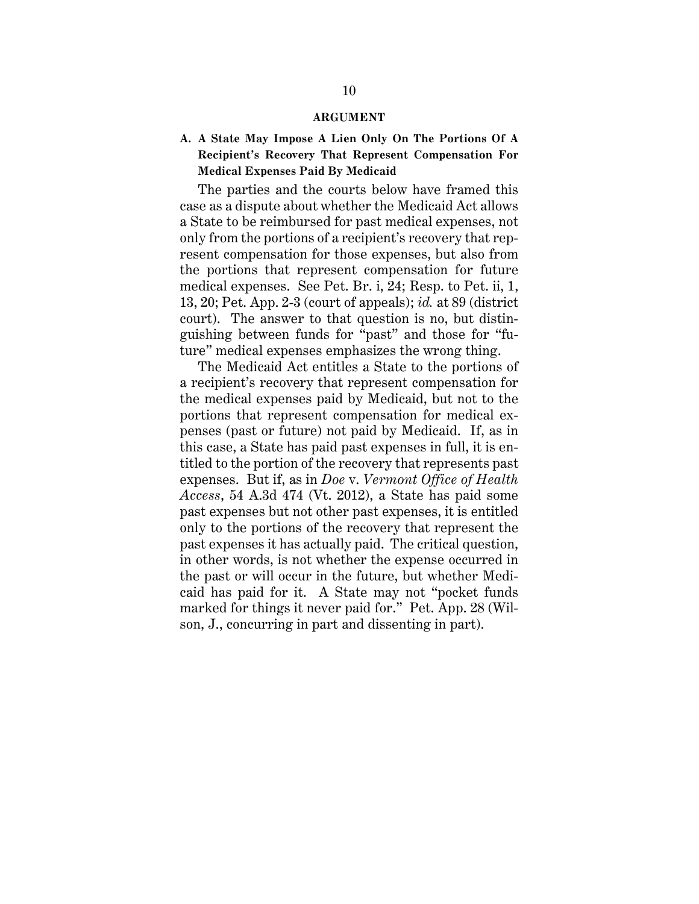## ARGUMENT

### A. A State May Impose A Lien Only On The Portions Of A Recipient's Recovery That Represent Compensation For Medical Expenses Paid By Medicaid

The parties and the courts below have framed this case as a dispute about whether the Medicaid Act allows a State to be reimbursed for past medical expenses, not only from the portions of a recipient's recovery that represent compensation for those expenses, but also from the portions that represent compensation for future medical expenses. See Pet. Br. i, 24; Resp. to Pet. ii, 1, 13, 20; Pet. App. 2-3 (court of appeals); *id.* at 89 (district court). The answer to that question is no, but distinguishing between funds for "past" and those for "future" medical expenses emphasizes the wrong thing.

The Medicaid Act entitles a State to the portions of a recipient's recovery that represent compensation for the medical expenses paid by Medicaid, but not to the portions that represent compensation for medical expenses (past or future) not paid by Medicaid. If, as in this case, a State has paid past expenses in full, it is entitled to the portion of the recovery that represents past expenses. But if, as in *Doe* v. *Vermont Office of Health Access*, 54 A.3d 474 (Vt. 2012), a State has paid some past expenses but not other past expenses, it is entitled only to the portions of the recovery that represent the past expenses it has actually paid. The critical question, in other words, is not whether the expense occurred in the past or will occur in the future, but whether Medicaid has paid for it. A State may not "pocket funds marked for things it never paid for." Pet. App. 28 (Wilson, J., concurring in part and dissenting in part).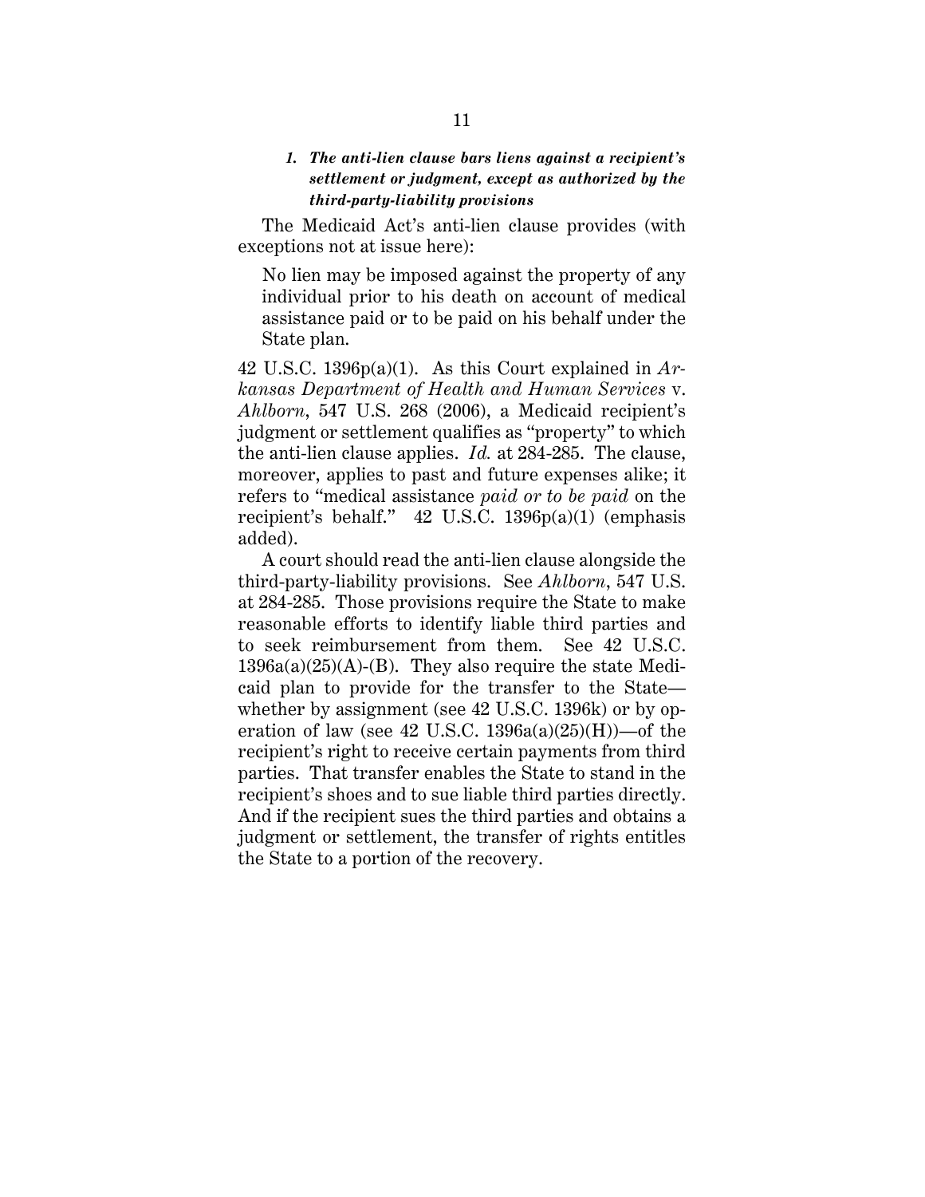### *1. The anti-lien clause bars liens against a recipient's settlement or judgment, except as authorized by the third-party-liability provisions*

The Medicaid Act's anti-lien clause provides (with exceptions not at issue here):

> No lien may be imposed against the property of any individual prior to his death on account of medical assistance paid or to be paid on his behalf under the State plan.

42 U.S.C. 1396p(a)(1). As this Court explained in *Arkansas Department of Health and Human Services* v. *Ahlborn*, 547 U.S. 268 (2006), a Medicaid recipient's judgment or settlement qualifies as "property" to which the anti-lien clause applies. *Id.* at 284-285. The clause, moreover, applies to past and future expenses alike; it refers to "medical assistance *paid or to be paid* on the recipient's behalf." 42 U.S.C. 1396p(a)(1) (emphasis added).

A court should read the anti-lien clause alongside the third-party-liability provisions. See *Ahlborn*, 547 U.S. at 284-285. Those provisions require the State to make reasonable efforts to identify liable third parties and to seek reimbursement from them. See 42 U.S.C. 1396a(a)(25)(A)-(B). They also require the state Medicaid plan to provide for the transfer to the State—whether by assignment (see 42 U.S.C. 1396k) or by operation of law (see 42 U.S.C. 1396a(a)(25)(H))—of the recipient's right to receive certain payments from third parties. That transfer enables the State to stand in the recipient's shoes and to sue liable third parties directly. And if the recipient sues the third parties and obtains a judgment or settlement, the transfer of rights entitles the State to a portion of the recovery.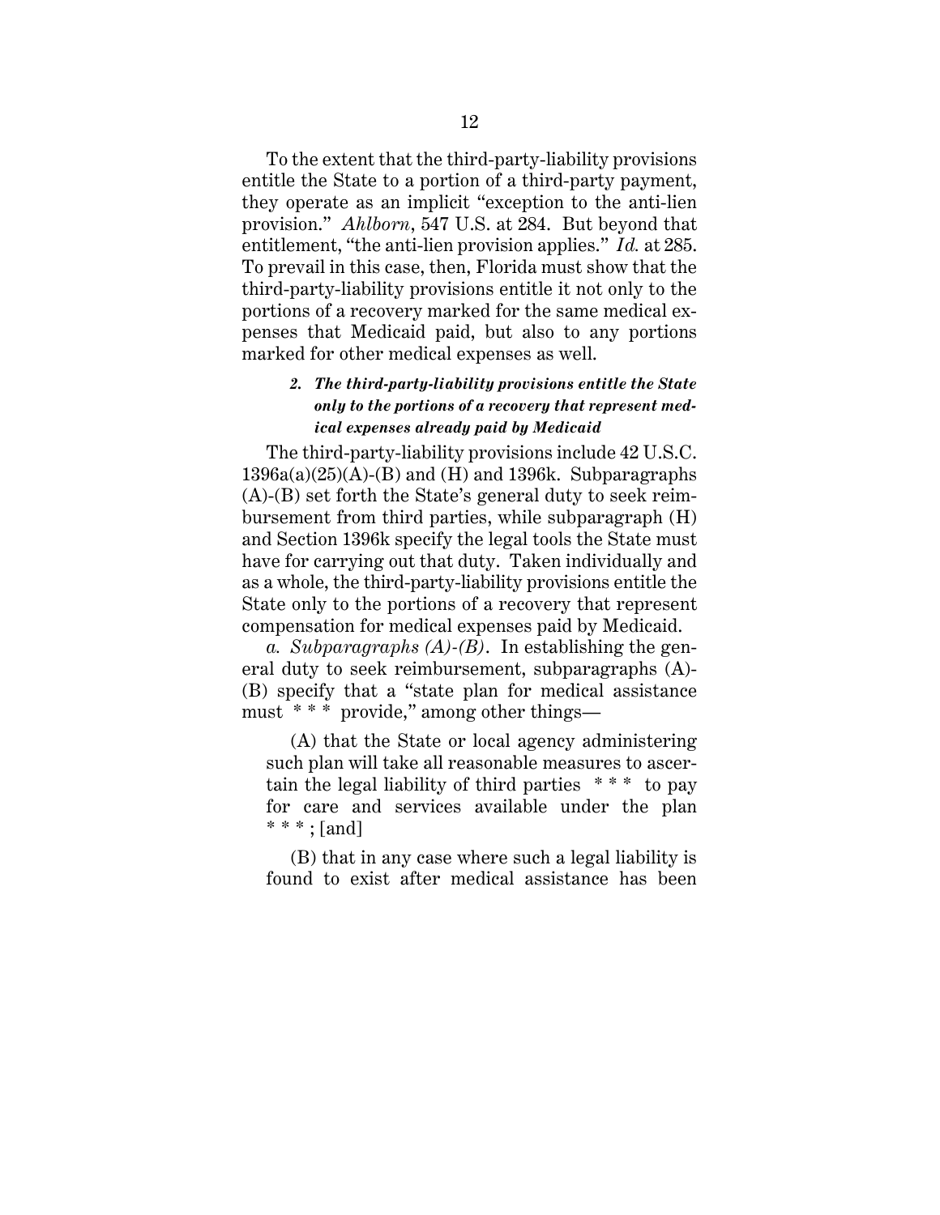To the extent that the third-party-liability provisions entitle the State to a portion of a third-party payment, they operate as an implicit "exception to the anti-lien provision." *Ahlborn*, 547 U.S. at 284. But beyond that entitlement, "the anti-lien provision applies." *Id.* at 285. To prevail in this case, then, Florida must show that the third-party-liability provisions entitle it not only to the portions of a recovery marked for the same medical expenses that Medicaid paid, but also to any portions marked for other medical expenses as well.

### *2. The third-party-liability provisions entitle the State only to the portions of a recovery that represent medical expenses already paid by Medicaid*

The third-party-liability provisions include 42 U.S.C. 1396a(a)(25)(A)-(B) and (H) and 1396k. Subparagraphs (A)-(B) set forth the State's general duty to seek reimbursement from third parties, while subparagraph (H) and Section 1396k specify the legal tools the State must have for carrying out that duty. Taken individually and as a whole, the third-party-liability provisions entitle the State only to the portions of a recovery that represent compensation for medical expenses paid by Medicaid.

*a. Subparagraphs (A)-(B)*. In establishing the general duty to seek reimbursement, subparagraphs (A)-(B) specify that a "state plan for medical assistance must * * * provide," among other things—

> (A) that the State or local agency administering such plan will take all reasonable measures to ascertain the legal liability of third parties * * * to pay for care and services available under the plan * * * ; [and]
>
> (B) that in any case where such a legal liability is found to exist after medical assistance has been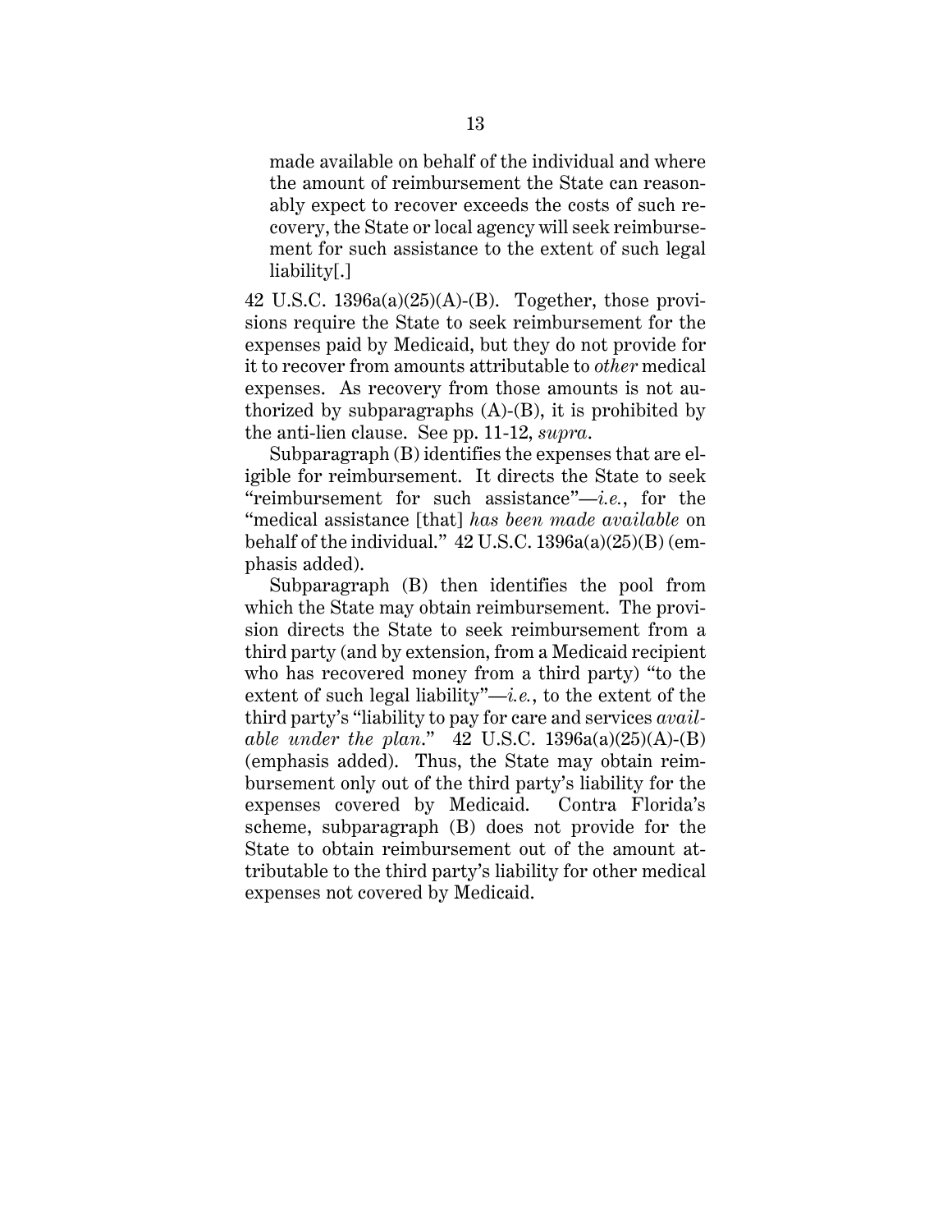> made available on behalf of the individual and where the amount of reimbursement the State can reasonably expect to recover exceeds the costs of such recovery, the State or local agency will seek reimbursement for such assistance to the extent of such legal liability[.]

42 U.S.C. 1396a(a)(25)(A)-(B). Together, those provisions require the State to seek reimbursement for the expenses paid by Medicaid, but they do not provide for it to recover from amounts attributable to *other* medical expenses. As recovery from those amounts is not authorized by subparagraphs (A)-(B), it is prohibited by the anti-lien clause. See pp. 11-12, *supra*.

Subparagraph (B) identifies the expenses that are eligible for reimbursement. It directs the State to seek "reimbursement for such assistance"—*i.e.*, for the "medical assistance [that] *has been made available* on behalf of the individual." 42 U.S.C. 1396a(a)(25)(B) (emphasis added).

Subparagraph (B) then identifies the pool from which the State may obtain reimbursement. The provision directs the State to seek reimbursement from a third party (and by extension, from a Medicaid recipient who has recovered money from a third party) "to the extent of such legal liability"—*i.e.*, to the extent of the third party's "liability to pay for care and services *available under the plan*." 42 U.S.C. 1396a(a)(25)(A)-(B) (emphasis added). Thus, the State may obtain reimbursement only out of the third party's liability for the expenses covered by Medicaid. Contra Florida's scheme, subparagraph (B) does not provide for the State to obtain reimbursement out of the amount attributable to the third party's liability for other medical expenses not covered by Medicaid.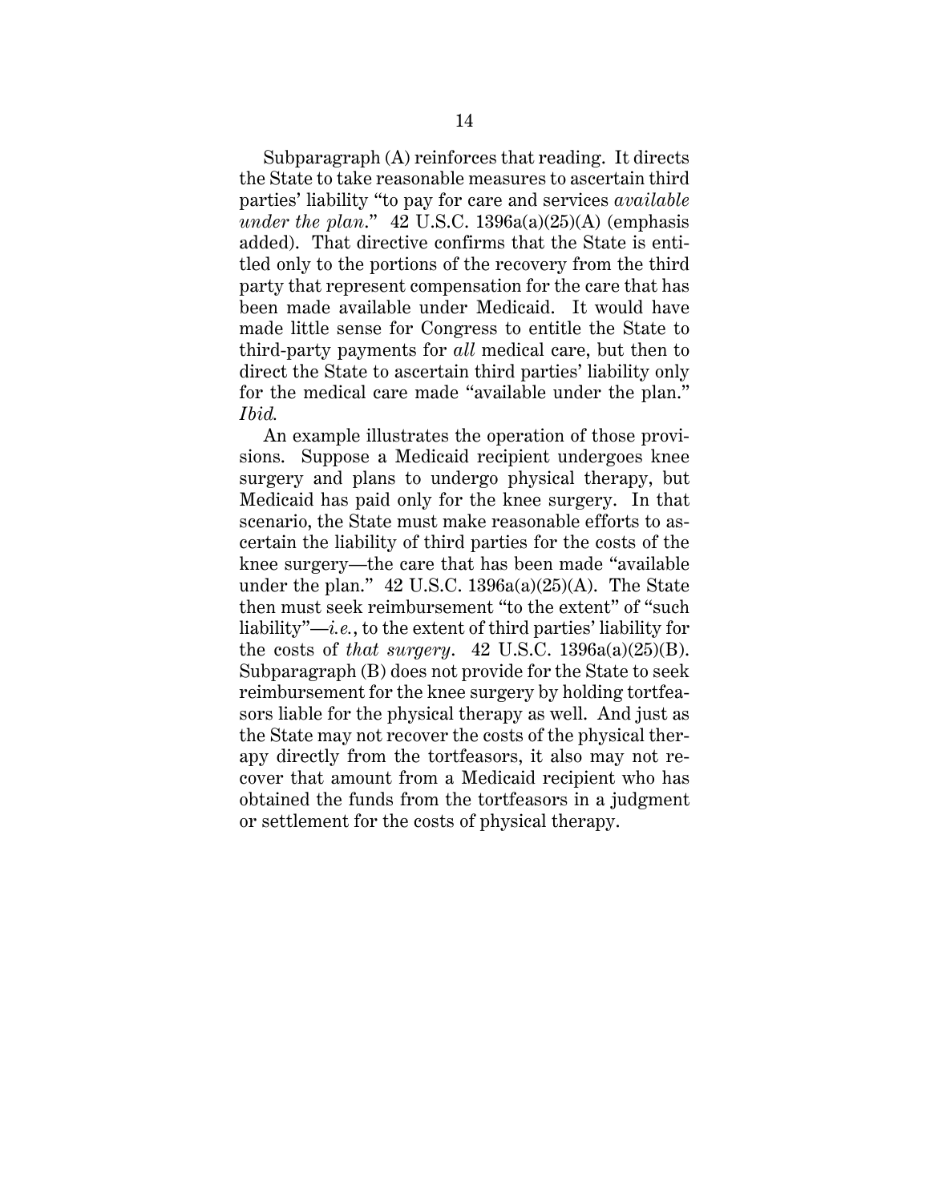Subparagraph (A) reinforces that reading. It directs the State to take reasonable measures to ascertain third parties' liability "to pay for care and services *available under the plan*." 42 U.S.C. 1396a(a)(25)(A) (emphasis added). That directive confirms that the State is entitled only to the portions of the recovery from the third party that represent compensation for the care that has been made available under Medicaid. It would have made little sense for Congress to entitle the State to third-party payments for *all* medical care, but then to direct the State to ascertain third parties' liability only for the medical care made "available under the plan." *Ibid.*

An example illustrates the operation of those provisions. Suppose a Medicaid recipient undergoes knee surgery and plans to undergo physical therapy, but Medicaid has paid only for the knee surgery. In that scenario, the State must make reasonable efforts to ascertain the liability of third parties for the costs of the knee surgery—the care that has been made "available under the plan." 42 U.S.C. 1396a(a)(25)(A). The State then must seek reimbursement "to the extent" of "such liability"—*i.e.*, to the extent of third parties' liability for the costs of *that surgery*. 42 U.S.C. 1396a(a)(25)(B). Subparagraph (B) does not provide for the State to seek reimbursement for the knee surgery by holding tortfeasors liable for the physical therapy as well. And just as the State may not recover the costs of the physical therapy directly from the tortfeasors, it also may not recover that amount from a Medicaid recipient who has obtained the funds from the tortfeasors in a judgment or settlement for the costs of physical therapy.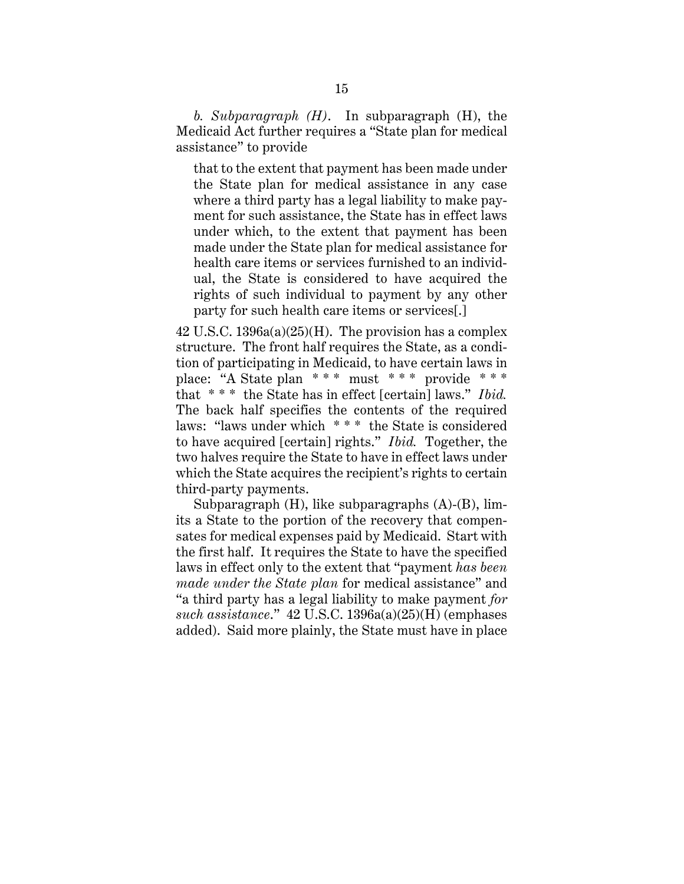*b. Subparagraph (H)*. In subparagraph (H), the Medicaid Act further requires a "State plan for medical assistance" to provide

> that to the extent that payment has been made under the State plan for medical assistance in any case where a third party has a legal liability to make payment for such assistance, the State has in effect laws under which, to the extent that payment has been made under the State plan for medical assistance for health care items or services furnished to an individual, the State is considered to have acquired the rights of such individual to payment by any other party for such health care items or services[.]

42 U.S.C. 1396a(a)(25)(H). The provision has a complex structure. The front half requires the State, as a condition of participating in Medicaid, to have certain laws in place: "A State plan * * * must * * * provide * * * that * * * the State has in effect [certain] laws." *Ibid.* The back half specifies the contents of the required laws: "laws under which * * * the State is considered to have acquired [certain] rights." *Ibid.* Together, the two halves require the State to have in effect laws under which the State acquires the recipient's rights to certain third-party payments.

Subparagraph (H), like subparagraphs (A)-(B), limits a State to the portion of the recovery that compensates for medical expenses paid by Medicaid. Start with the first half. It requires the State to have the specified laws in effect only to the extent that "payment *has been made under the State plan* for medical assistance" and "a third party has a legal liability to make payment *for such assistance*." 42 U.S.C. 1396a(a)(25)(H) (emphases added). Said more plainly, the State must have in place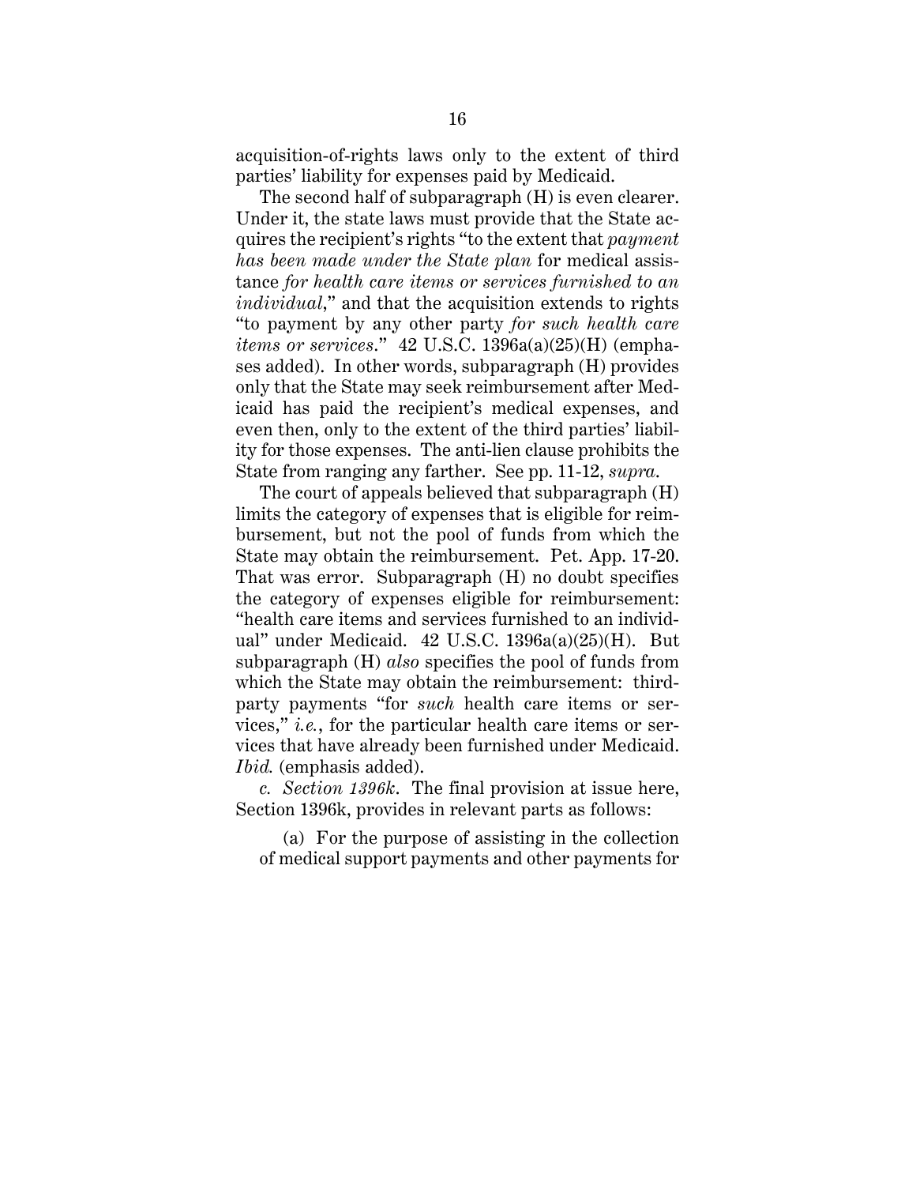acquisition-of-rights laws only to the extent of third parties' liability for expenses paid by Medicaid.

The second half of subparagraph (H) is even clearer. Under it, the state laws must provide that the State acquires the recipient's rights "to the extent that *payment has been made under the State plan* for medical assistance *for health care items or services furnished to an individual*," and that the acquisition extends to rights "to payment by any other party *for such health care items or services*." 42 U.S.C. 1396a(a)(25)(H) (emphases added). In other words, subparagraph (H) provides only that the State may seek reimbursement after Medicaid has paid the recipient's medical expenses, and even then, only to the extent of the third parties' liability for those expenses. The anti-lien clause prohibits the State from ranging any farther. See pp. 11-12, *supra*.

The court of appeals believed that subparagraph (H) limits the category of expenses that is eligible for reimbursement, but not the pool of funds from which the State may obtain the reimbursement. Pet. App. 17-20. That was error. Subparagraph (H) no doubt specifies the category of expenses eligible for reimbursement: "health care items and services furnished to an individual" under Medicaid. 42 U.S.C. 1396a(a)(25)(H). But subparagraph (H) *also* specifies the pool of funds from which the State may obtain the reimbursement: third-party payments "for *such* health care items or services," *i.e.*, for the particular health care items or services that have already been furnished under Medicaid. *Ibid.* (emphasis added).

*c. Section 1396k*. The final provision at issue here, Section 1396k, provides in relevant parts as follows:

> (a) For the purpose of assisting in the collection of medical support payments and other payments for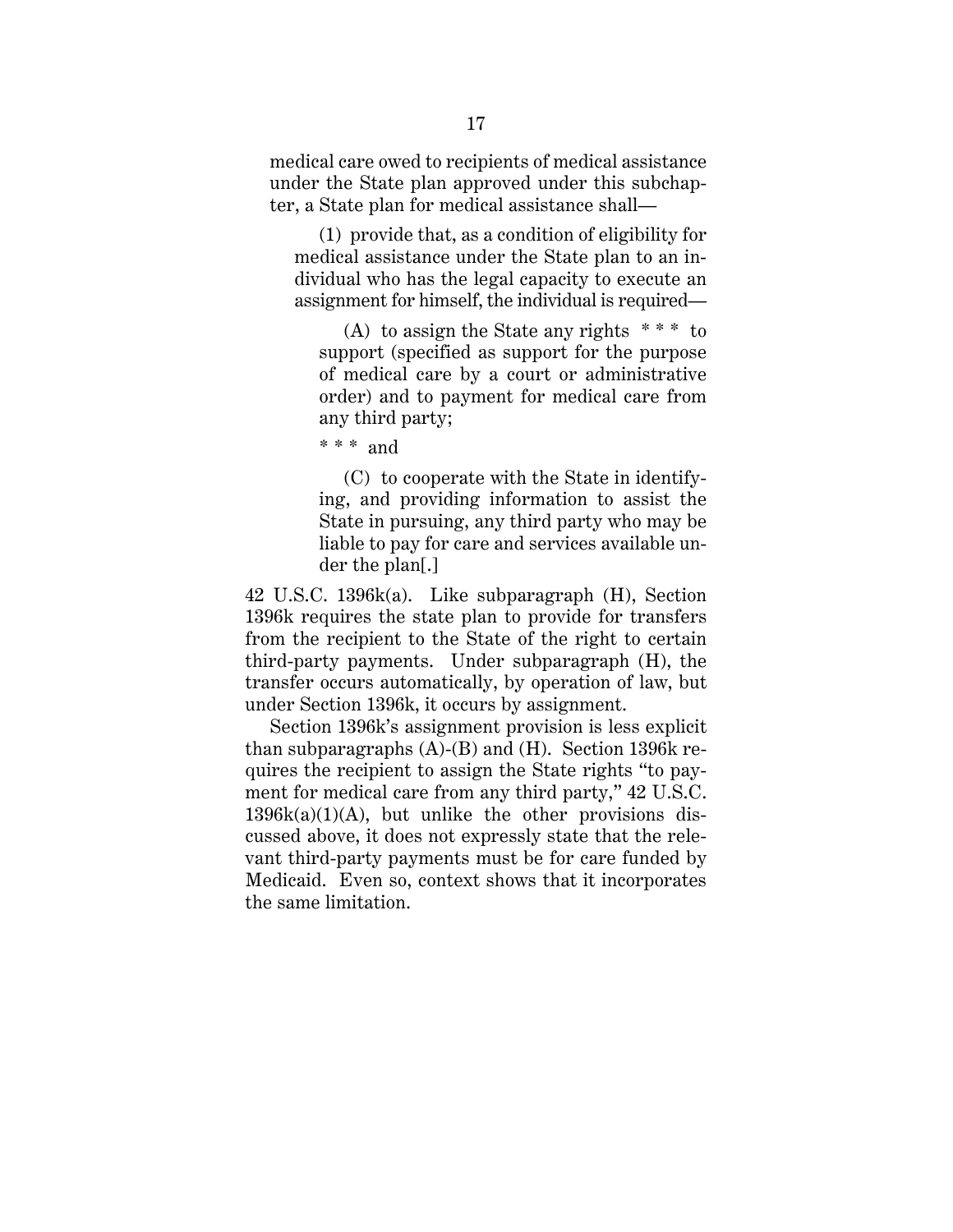medical care owed to recipients of medical assistance under the State plan approved under this subchapter, a State plan for medical assistance shall—

> (1) provide that, as a condition of eligibility for medical assistance under the State plan to an individual who has the legal capacity to execute an assignment for himself, the individual is required—
>
> > (A) to assign the State any rights * * * to support (specified as support for the purpose of medical care by a court or administrative order) and to payment for medical care from any third party;
> >
> > * * * and
> >
> > (C) to cooperate with the State in identifying, and providing information to assist the State in pursuing, any third party who may be liable to pay for care and services available under the plan[.]

42 U.S.C. 1396k(a). Like subparagraph (H), Section 1396k requires the state plan to provide for transfers from the recipient to the State of the right to certain third-party payments. Under subparagraph (H), the transfer occurs automatically, by operation of law, but under Section 1396k, it occurs by assignment.

Section 1396k's assignment provision is less explicit than subparagraphs (A)-(B) and (H). Section 1396k requires the recipient to assign the State rights "to payment for medical care from any third party," 42 U.S.C. 1396k(a)(1)(A), but unlike the other provisions discussed above, it does not expressly state that the relevant third-party payments must be for care funded by Medicaid. Even so, context shows that it incorporates the same limitation.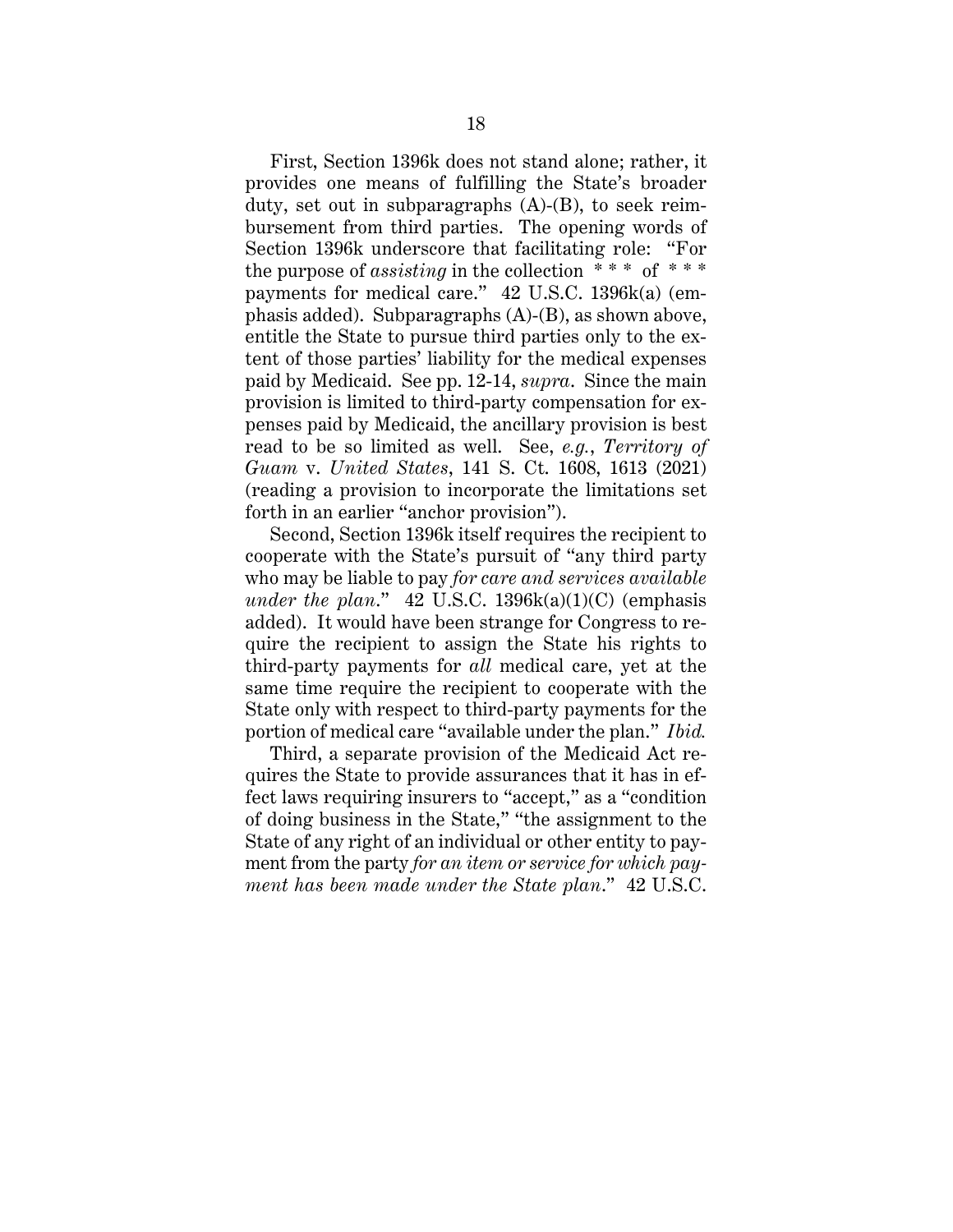First, Section 1396k does not stand alone; rather, it provides one means of fulfilling the State's broader duty, set out in subparagraphs (A)-(B), to seek reimbursement from third parties. The opening words of Section 1396k underscore that facilitating role: "For the purpose of *assisting* in the collection * * * of * * * payments for medical care." 42 U.S.C. 1396k(a) (emphasis added). Subparagraphs (A)-(B), as shown above, entitle the State to pursue third parties only to the extent of those parties' liability for the medical expenses paid by Medicaid. See pp. 12-14, *supra*. Since the main provision is limited to third-party compensation for expenses paid by Medicaid, the ancillary provision is best read to be so limited as well. See, *e.g.*, *Territory of Guam* v. *United States*, 141 S. Ct. 1608, 1613 (2021) (reading a provision to incorporate the limitations set forth in an earlier "anchor provision").

Second, Section 1396k itself requires the recipient to cooperate with the State's pursuit of "any third party who may be liable to pay *for care and services available under the plan*." 42 U.S.C. 1396k(a)(1)(C) (emphasis added). It would have been strange for Congress to require the recipient to assign the State his rights to third-party payments for *all* medical care, yet at the same time require the recipient to cooperate with the State only with respect to third-party payments for the portion of medical care "available under the plan." *Ibid.*

Third, a separate provision of the Medicaid Act requires the State to provide assurances that it has in effect laws requiring insurers to "accept," as a "condition of doing business in the State," "the assignment to the State of any right of an individual or other entity to payment from the party *for an item or service for which payment has been made under the State plan*." 42 U.S.C.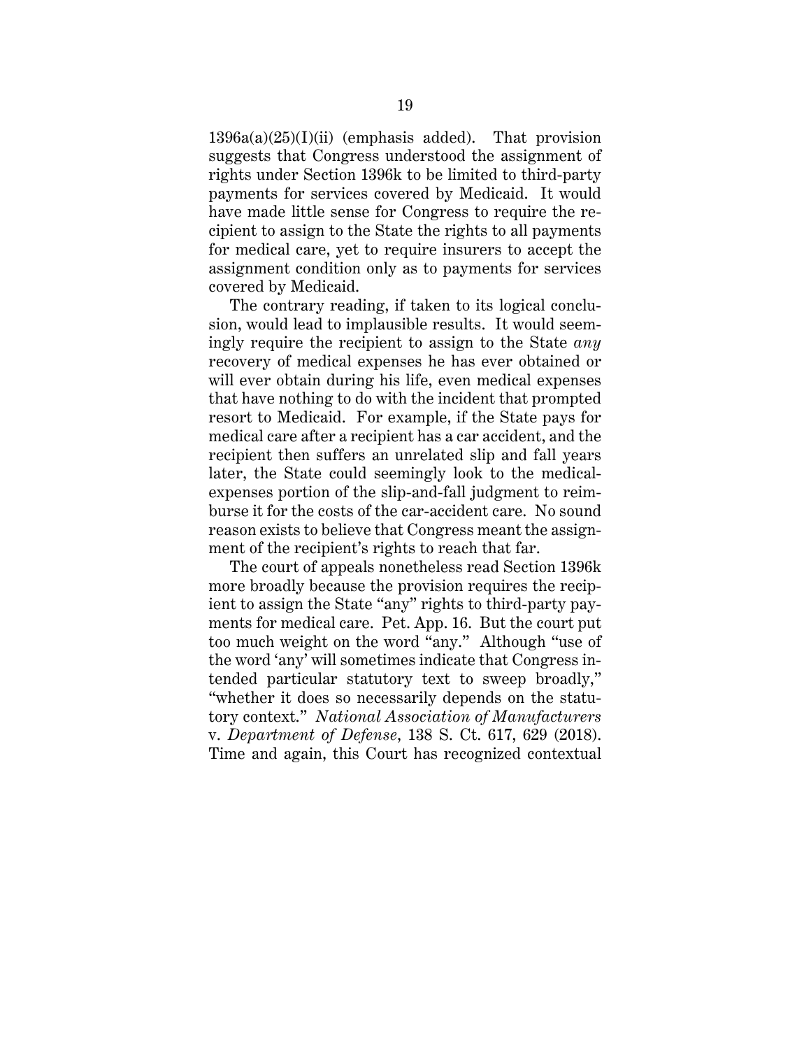1396a(a)(25)(I)(ii) (emphasis added). That provision suggests that Congress understood the assignment of rights under Section 1396k to be limited to third-party payments for services covered by Medicaid. It would have made little sense for Congress to require the recipient to assign to the State the rights to all payments for medical care, yet to require insurers to accept the assignment condition only as to payments for services covered by Medicaid.

The contrary reading, if taken to its logical conclusion, would lead to implausible results. It would seemingly require the recipient to assign to the State *any* recovery of medical expenses he has ever obtained or will ever obtain during his life, even medical expenses that have nothing to do with the incident that prompted resort to Medicaid. For example, if the State pays for medical care after a recipient has a car accident, and the recipient then suffers an unrelated slip and fall years later, the State could seemingly look to the medical-expenses portion of the slip-and-fall judgment to reimburse it for the costs of the car-accident care. No sound reason exists to believe that Congress meant the assignment of the recipient's rights to reach that far.

The court of appeals nonetheless read Section 1396k more broadly because the provision requires the recipient to assign the State "any" rights to third-party payments for medical care. Pet. App. 16. But the court put too much weight on the word "any." Although "use of the word 'any' will sometimes indicate that Congress intended particular statutory text to sweep broadly," "whether it does so necessarily depends on the statutory context." *National Association of Manufacturers* v. *Department of Defense*, 138 S. Ct. 617, 629 (2018). Time and again, this Court has recognized contextual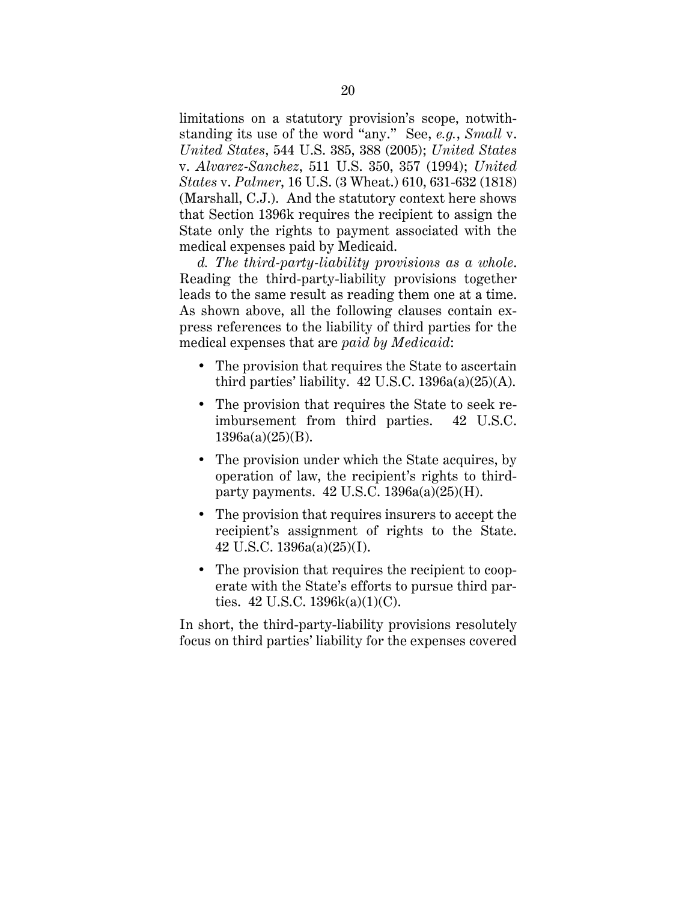limitations on a statutory provision's scope, notwithstanding its use of the word "any." See, *e.g.*, *Small* v. *United States*, 544 U.S. 385, 388 (2005); *United States* v. *Alvarez-Sanchez*, 511 U.S. 350, 357 (1994); *United States* v. *Palmer*, 16 U.S. (3 Wheat.) 610, 631-632 (1818) (Marshall, C.J.). And the statutory context here shows that Section 1396k requires the recipient to assign the State only the rights to payment associated with the medical expenses paid by Medicaid.

*d. The third-party-liability provisions as a whole.* Reading the third-party-liability provisions together leads to the same result as reading them one at a time. As shown above, all the following clauses contain express references to the liability of third parties for the medical expenses that are *paid by Medicaid*:

- The provision that requires the State to ascertain third parties' liability. 42 U.S.C. 1396a(a)(25)(A).
- The provision that requires the State to seek reimbursement from third parties. 42 U.S.C. 1396a(a)(25)(B).
- The provision under which the State acquires, by operation of law, the recipient's rights to third-party payments. 42 U.S.C. 1396a(a)(25)(H).
- The provision that requires insurers to accept the recipient's assignment of rights to the State. 42 U.S.C. 1396a(a)(25)(I).
- The provision that requires the recipient to cooperate with the State's efforts to pursue third parties. 42 U.S.C. 1396k(a)(1)(C).

In short, the third-party-liability provisions resolutely focus on third parties' liability for the expenses covered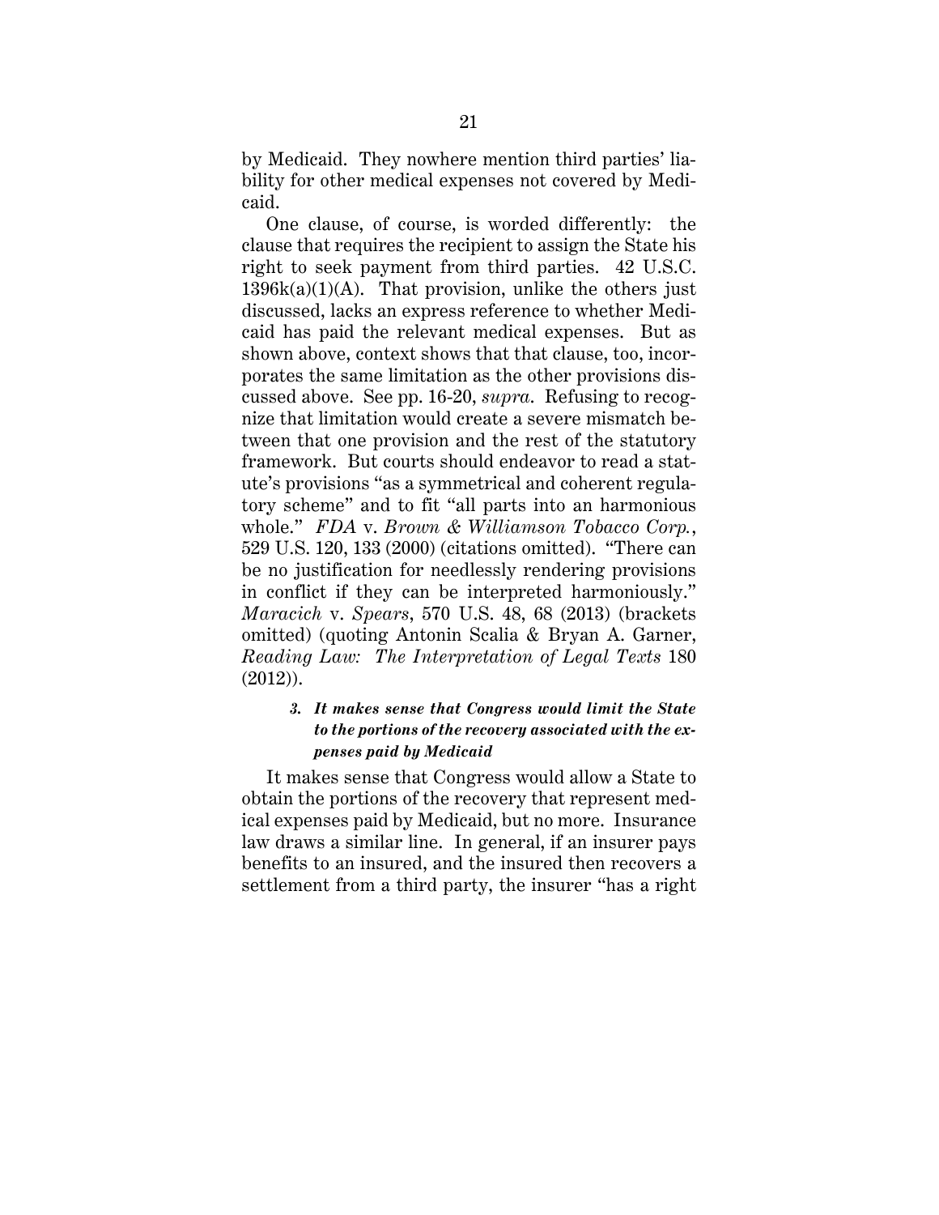by Medicaid. They nowhere mention third parties' liability for other medical expenses not covered by Medicaid.

One clause, of course, is worded differently: the clause that requires the recipient to assign the State his right to seek payment from third parties. 42 U.S.C. 1396k(a)(1)(A). That provision, unlike the others just discussed, lacks an express reference to whether Medicaid has paid the relevant medical expenses. But as shown above, context shows that that clause, too, incorporates the same limitation as the other provisions discussed above. See pp. 16-20, *supra*. Refusing to recognize that limitation would create a severe mismatch between that one provision and the rest of the statutory framework. But courts should endeavor to read a statute's provisions "as a symmetrical and coherent regulatory scheme" and to fit "all parts into an harmonious whole." *FDA* v. *Brown & Williamson Tobacco Corp.*, 529 U.S. 120, 133 (2000) (citations omitted). "There can be no justification for needlessly rendering provisions in conflict if they can be interpreted harmoniously." *Maracich* v. *Spears*, 570 U.S. 48, 68 (2013) (brackets omitted) (quoting Antonin Scalia & Bryan A. Garner, *Reading Law: The Interpretation of Legal Texts* 180 (2012)).

#### *3. It makes sense that Congress would limit the State to the portions of the recovery associated with the expenses paid by Medicaid*

It makes sense that Congress would allow a State to obtain the portions of the recovery that represent medical expenses paid by Medicaid, but no more. Insurance law draws a similar line. In general, if an insurer pays benefits to an insured, and the insured then recovers a settlement from a third party, the insurer "has a right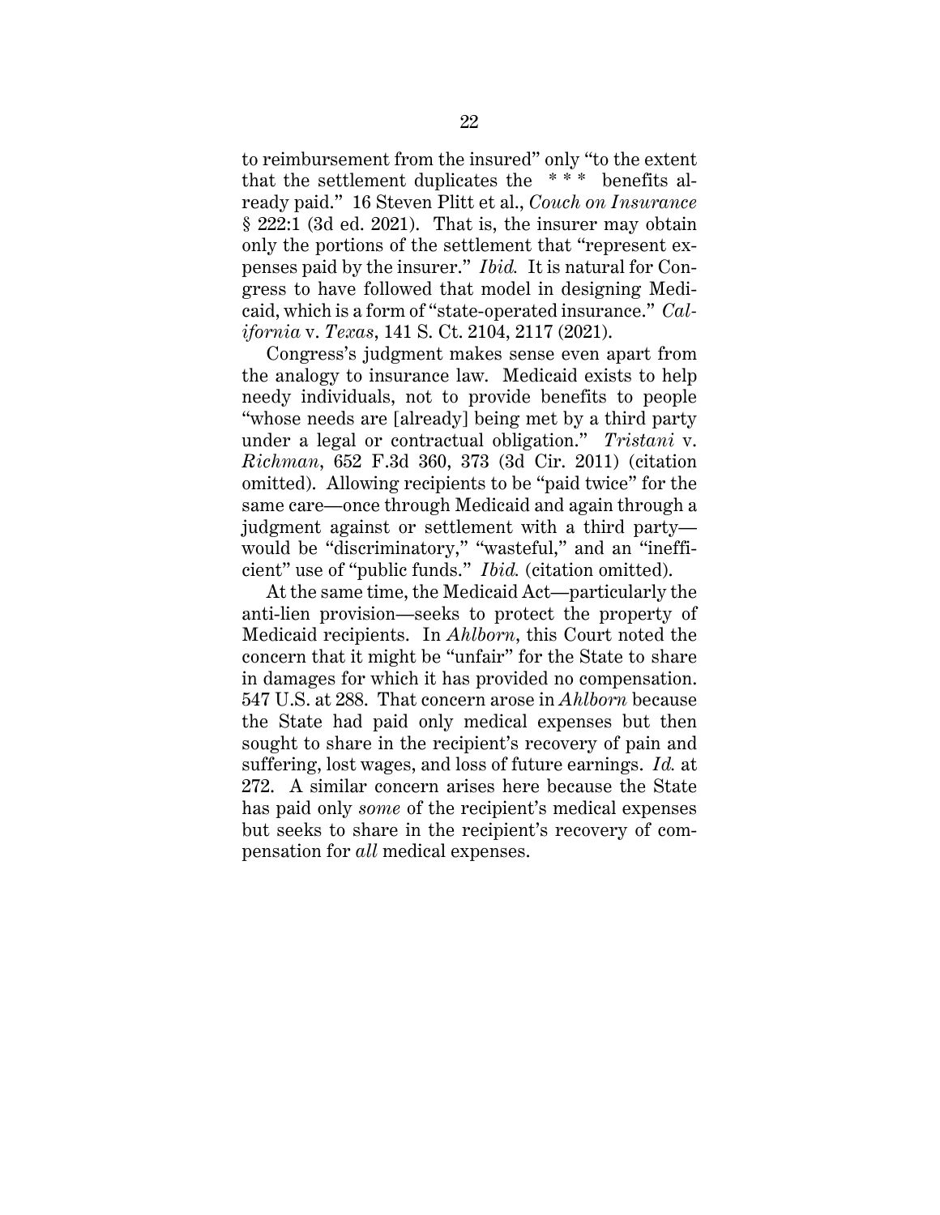to reimbursement from the insured" only "to the extent that the settlement duplicates the * * * benefits already paid." 16 Steven Plitt et al., *Couch on Insurance* § 222:1 (3d ed. 2021). That is, the insurer may obtain only the portions of the settlement that "represent expenses paid by the insurer." *Ibid.* It is natural for Congress to have followed that model in designing Medicaid, which is a form of "state-operated insurance." *California* v. *Texas*, 141 S. Ct. 2104, 2117 (2021).

Congress's judgment makes sense even apart from the analogy to insurance law. Medicaid exists to help needy individuals, not to provide benefits to people "whose needs are [already] being met by a third party under a legal or contractual obligation." *Tristani* v. *Richman*, 652 F.3d 360, 373 (3d Cir. 2011) (citation omitted). Allowing recipients to be "paid twice" for the same care—once through Medicaid and again through a judgment against or settlement with a third party—would be "discriminatory," "wasteful," and an "inefficient" use of "public funds." *Ibid.* (citation omitted).

At the same time, the Medicaid Act—particularly the anti-lien provision—seeks to protect the property of Medicaid recipients. In *Ahlborn*, this Court noted the concern that it might be "unfair" for the State to share in damages for which it has provided no compensation. 547 U.S. at 288. That concern arose in *Ahlborn* because the State had paid only medical expenses but then sought to share in the recipient's recovery of pain and suffering, lost wages, and loss of future earnings. *Id.* at 272. A similar concern arises here because the State has paid only *some* of the recipient's medical expenses but seeks to share in the recipient's recovery of compensation for *all* medical expenses.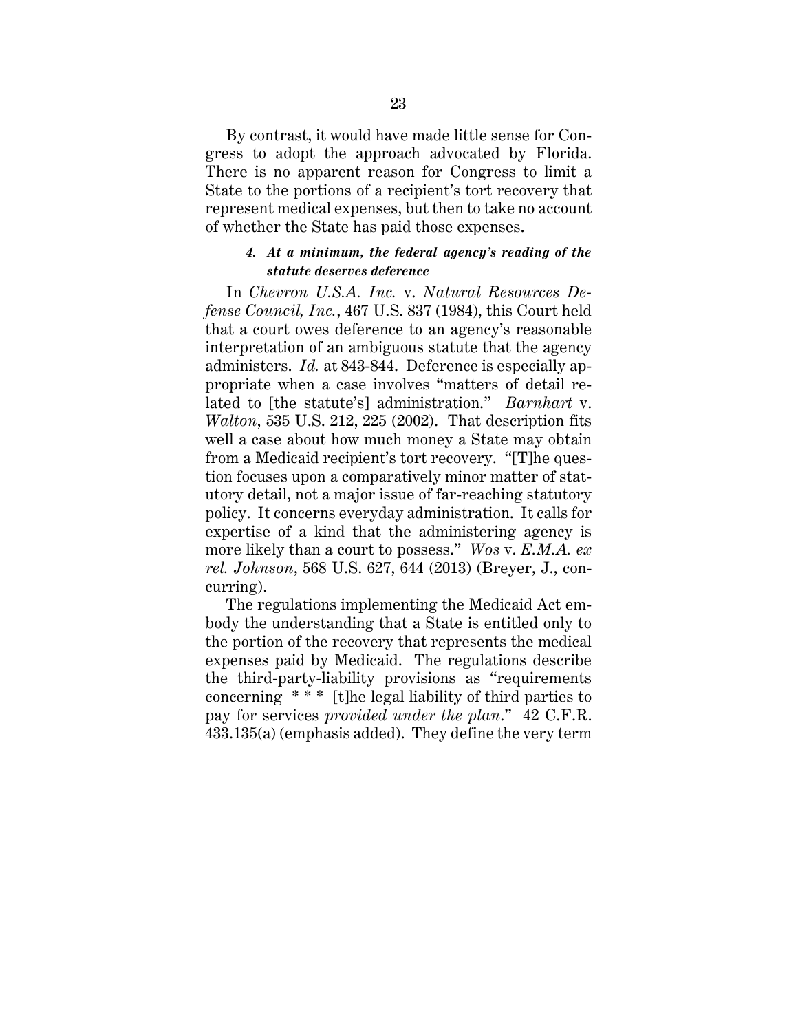By contrast, it would have made little sense for Congress to adopt the approach advocated by Florida. There is no apparent reason for Congress to limit a State to the portions of a recipient's tort recovery that represent medical expenses, but then to take no account of whether the State has paid those expenses.

#### *4. At a minimum, the federal agency's reading of the statute deserves deference*

In *Chevron U.S.A. Inc.* v. *Natural Resources Defense Council, Inc.*, 467 U.S. 837 (1984), this Court held that a court owes deference to an agency's reasonable interpretation of an ambiguous statute that the agency administers. *Id.* at 843-844. Deference is especially appropriate when a case involves "matters of detail related to [the statute's] administration." *Barnhart* v. *Walton*, 535 U.S. 212, 225 (2002). That description fits well a case about how much money a State may obtain from a Medicaid recipient's tort recovery. "[T]he question focuses upon a comparatively minor matter of statutory detail, not a major issue of far-reaching statutory policy. It concerns everyday administration. It calls for expertise of a kind that the administering agency is more likely than a court to possess." *Wos* v. *E.M.A. ex rel. Johnson*, 568 U.S. 627, 644 (2013) (Breyer, J., concurring).

The regulations implementing the Medicaid Act embody the understanding that a State is entitled only to the portion of the recovery that represents the medical expenses paid by Medicaid. The regulations describe the third-party-liability provisions as "requirements concerning * * * [t]he legal liability of third parties to pay for services *provided under the plan*." 42 C.F.R. 433.135(a) (emphasis added). They define the very term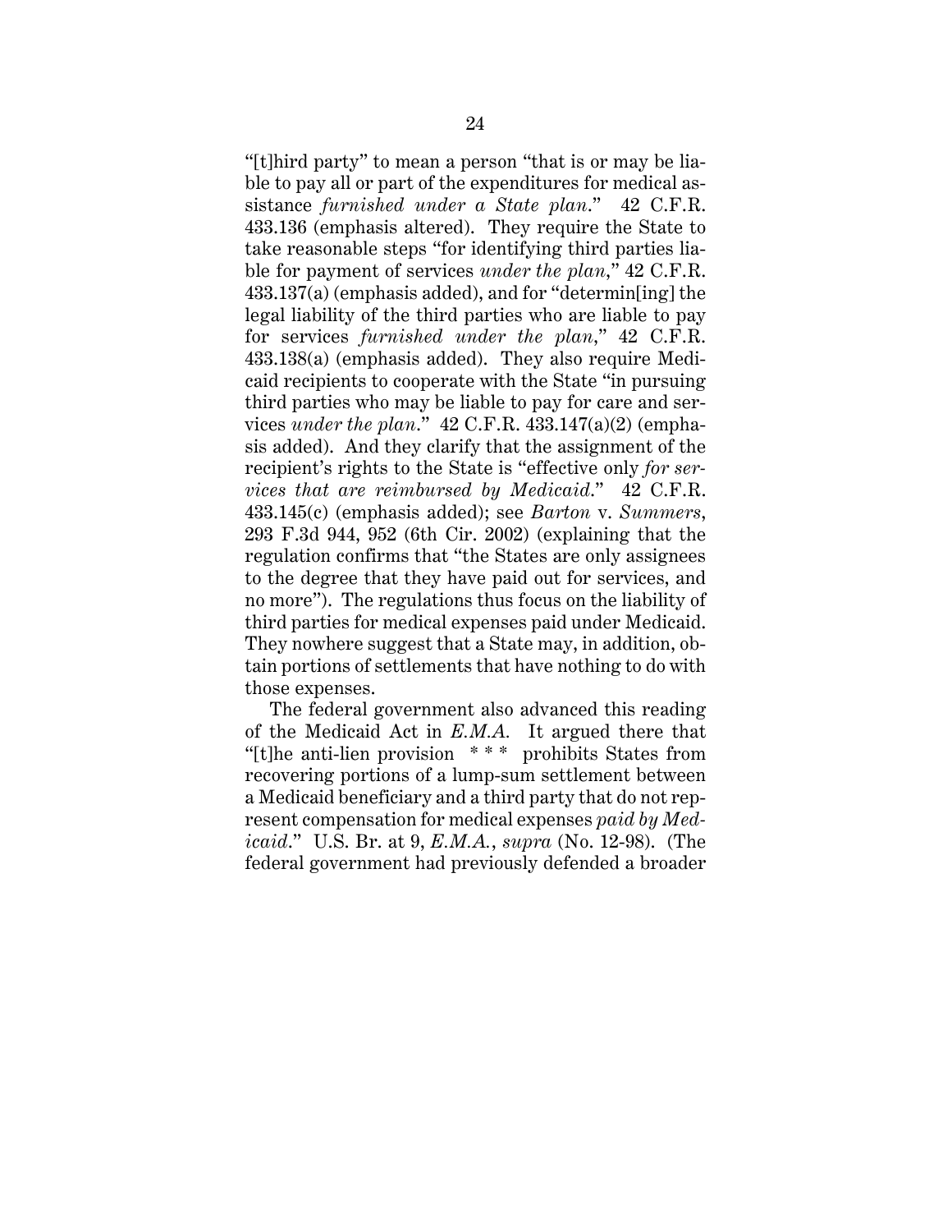"[t]hird party" to mean a person "that is or may be liable to pay all or part of the expenditures for medical assistance *furnished under a State plan*." 42 C.F.R. 433.136 (emphasis altered). They require the State to take reasonable steps "for identifying third parties liable for payment of services *under the plan*," 42 C.F.R. 433.137(a) (emphasis added), and for "determin[ing] the legal liability of the third parties who are liable to pay for services *furnished under the plan*," 42 C.F.R. 433.138(a) (emphasis added). They also require Medicaid recipients to cooperate with the State "in pursuing third parties who may be liable to pay for care and services *under the plan*." 42 C.F.R. 433.147(a)(2) (emphasis added). And they clarify that the assignment of the recipient's rights to the State is "effective only *for services that are reimbursed by Medicaid*." 42 C.F.R. 433.145(c) (emphasis added); see *Barton* v. *Summers*, 293 F.3d 944, 952 (6th Cir. 2002) (explaining that the regulation confirms that "the States are only assignees to the degree that they have paid out for services, and no more"). The regulations thus focus on the liability of third parties for medical expenses paid under Medicaid. They nowhere suggest that a State may, in addition, obtain portions of settlements that have nothing to do with those expenses.

The federal government also advanced this reading of the Medicaid Act in *E.M.A.* It argued there that "[t]he anti-lien provision * * * prohibits States from recovering portions of a lump-sum settlement between a Medicaid beneficiary and a third party that do not represent compensation for medical expenses *paid by Medicaid*." U.S. Br. at 9, *E.M.A.*, *supra* (No. 12-98). (The federal government had previously defended a broader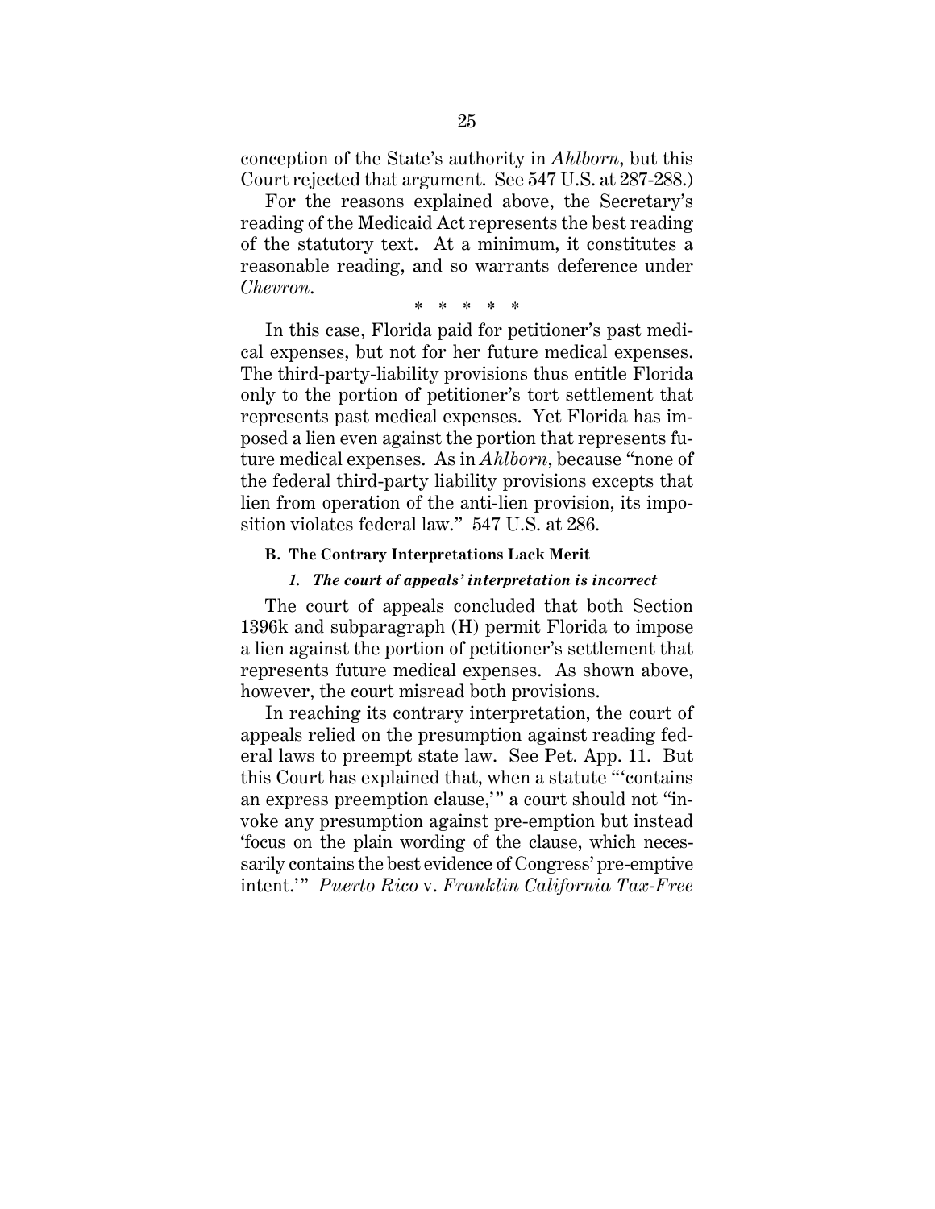conception of the State's authority in *Ahlborn*, but this Court rejected that argument. See 547 U.S. at 287-288.)

For the reasons explained above, the Secretary's reading of the Medicaid Act represents the best reading of the statutory text. At a minimum, it constitutes a reasonable reading, and so warrants deference under *Chevron*.

\* \* \* \* \*

In this case, Florida paid for petitioner's past medical expenses, but not for her future medical expenses. The third-party-liability provisions thus entitle Florida only to the portion of petitioner's tort settlement that represents past medical expenses. Yet Florida has imposed a lien even against the portion that represents future medical expenses. As in *Ahlborn*, because "none of the federal third-party liability provisions excepts that lien from operation of the anti-lien provision, its imposition violates federal law." 547 U.S. at 286.

#### B. The Contrary Interpretations Lack Merit

##### *1. The court of appeals' interpretation is incorrect*

The court of appeals concluded that both Section 1396k and subparagraph (H) permit Florida to impose a lien against the portion of petitioner's settlement that represents future medical expenses. As shown above, however, the court misread both provisions.

In reaching its contrary interpretation, the court of appeals relied on the presumption against reading federal laws to preempt state law. See Pet. App. 11. But this Court has explained that, when a statute "'contains an express preemption clause,'" a court should not "invoke any presumption against pre-emption but instead 'focus on the plain wording of the clause, which necessarily contains the best evidence of Congress' pre-emptive intent.'" *Puerto Rico* v. *Franklin California Tax-Free*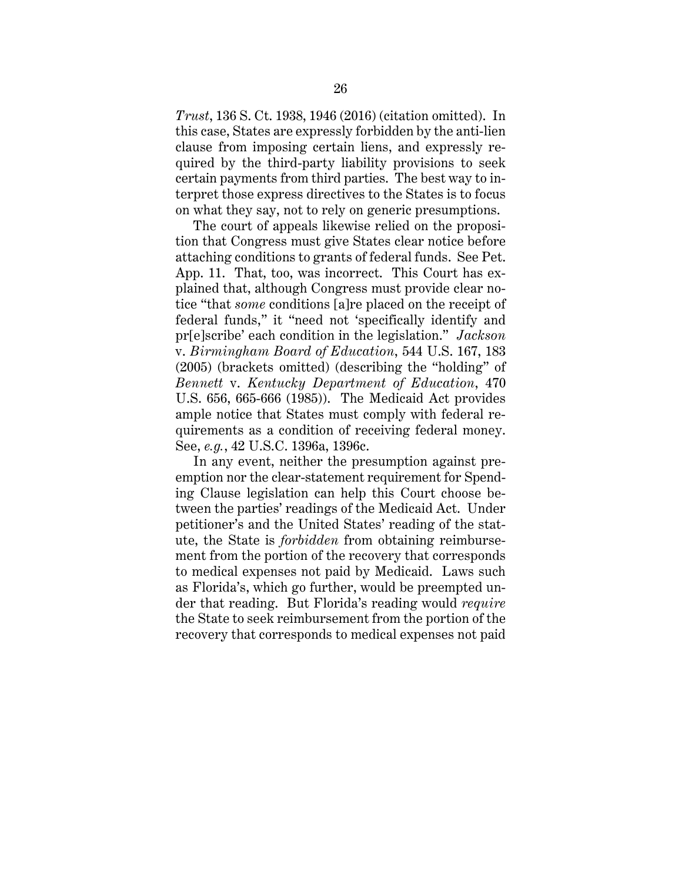*Trust*, 136 S. Ct. 1938, 1946 (2016) (citation omitted). In this case, States are expressly forbidden by the anti-lien clause from imposing certain liens, and expressly required by the third-party liability provisions to seek certain payments from third parties. The best way to interpret those express directives to the States is to focus on what they say, not to rely on generic presumptions.

The court of appeals likewise relied on the proposition that Congress must give States clear notice before attaching conditions to grants of federal funds. See Pet. App. 11. That, too, was incorrect. This Court has explained that, although Congress must provide clear notice "that *some* conditions [a]re placed on the receipt of federal funds," it "need not 'specifically identify and pr[e]scribe' each condition in the legislation." *Jackson* v. *Birmingham Board of Education*, 544 U.S. 167, 183 (2005) (brackets omitted) (describing the "holding" of *Bennett* v. *Kentucky Department of Education*, 470 U.S. 656, 665-666 (1985)). The Medicaid Act provides ample notice that States must comply with federal requirements as a condition of receiving federal money. See, *e.g.*, 42 U.S.C. 1396a, 1396c.

In any event, neither the presumption against preemption nor the clear-statement requirement for Spending Clause legislation can help this Court choose between the parties' readings of the Medicaid Act. Under petitioner's and the United States' reading of the statute, the State is *forbidden* from obtaining reimbursement from the portion of the recovery that corresponds to medical expenses not paid by Medicaid. Laws such as Florida's, which go further, would be preempted under that reading. But Florida's reading would *require* the State to seek reimbursement from the portion of the recovery that corresponds to medical expenses not paid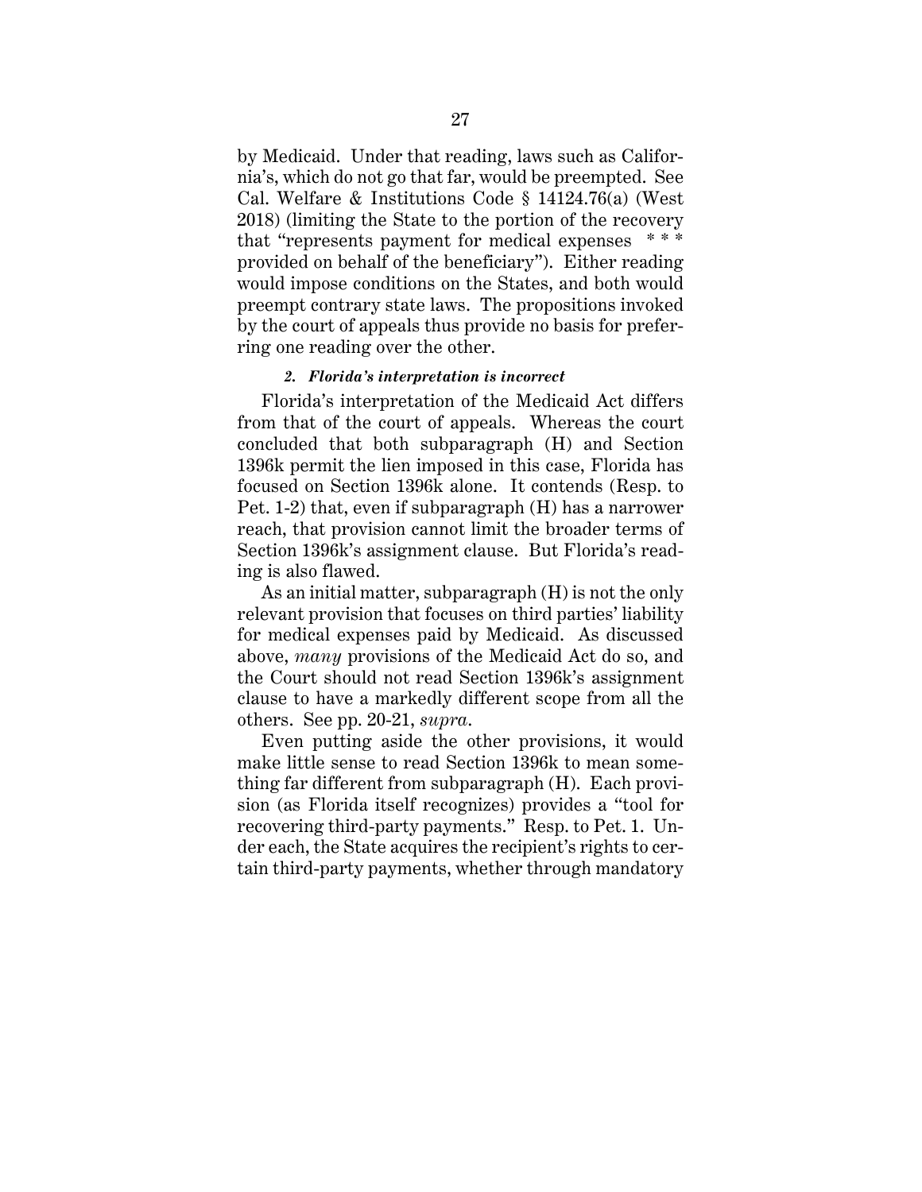by Medicaid. Under that reading, laws such as California's, which do not go that far, would be preempted. See Cal. Welfare & Institutions Code § 14124.76(a) (West 2018) (limiting the State to the portion of the recovery that "represents payment for medical expenses * * * provided on behalf of the beneficiary"). Either reading would impose conditions on the States, and both would preempt contrary state laws. The propositions invoked by the court of appeals thus provide no basis for preferring one reading over the other.

#### *2. Florida's interpretation is incorrect*

Florida's interpretation of the Medicaid Act differs from that of the court of appeals. Whereas the court concluded that both subparagraph (H) and Section 1396k permit the lien imposed in this case, Florida has focused on Section 1396k alone. It contends (Resp. to Pet. 1-2) that, even if subparagraph (H) has a narrower reach, that provision cannot limit the broader terms of Section 1396k's assignment clause. But Florida's reading is also flawed.

As an initial matter, subparagraph (H) is not the only relevant provision that focuses on third parties' liability for medical expenses paid by Medicaid. As discussed above, *many* provisions of the Medicaid Act do so, and the Court should not read Section 1396k's assignment clause to have a markedly different scope from all the others. See pp. 20-21, *supra*.

Even putting aside the other provisions, it would make little sense to read Section 1396k to mean something far different from subparagraph (H). Each provision (as Florida itself recognizes) provides a "tool for recovering third-party payments." Resp. to Pet. 1. Under each, the State acquires the recipient's rights to certain third-party payments, whether through mandatory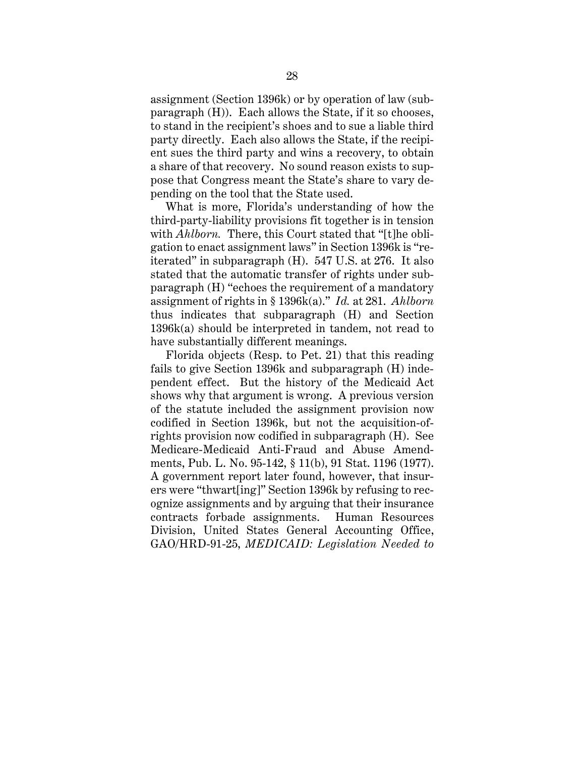assignment (Section 1396k) or by operation of law (subparagraph (H)). Each allows the State, if it so chooses, to stand in the recipient's shoes and to sue a liable third party directly. Each also allows the State, if the recipient sues the third party and wins a recovery, to obtain a share of that recovery. No sound reason exists to suppose that Congress meant the State's share to vary depending on the tool that the State used.

What is more, Florida's understanding of how the third-party-liability provisions fit together is in tension with *Ahlborn.* There, this Court stated that "[t]he obligation to enact assignment laws" in Section 1396k is "reiterated" in subparagraph (H). 547 U.S. at 276. It also stated that the automatic transfer of rights under subparagraph (H) "echoes the requirement of a mandatory assignment of rights in § 1396k(a)." *Id.* at 281. *Ahlborn* thus indicates that subparagraph (H) and Section 1396k(a) should be interpreted in tandem, not read to have substantially different meanings.

Florida objects (Resp. to Pet. 21) that this reading fails to give Section 1396k and subparagraph (H) independent effect. But the history of the Medicaid Act shows why that argument is wrong. A previous version of the statute included the assignment provision now codified in Section 1396k, but not the acquisition-of-rights provision now codified in subparagraph (H). See Medicare-Medicaid Anti-Fraud and Abuse Amendments, Pub. L. No. 95-142, § 11(b), 91 Stat. 1196 (1977). A government report later found, however, that insurers were "thwart[ing]" Section 1396k by refusing to recognize assignments and by arguing that their insurance contracts forbade assignments. Human Resources Division, United States General Accounting Office, GAO/HRD-91-25, *MEDICAID: Legislation Needed to*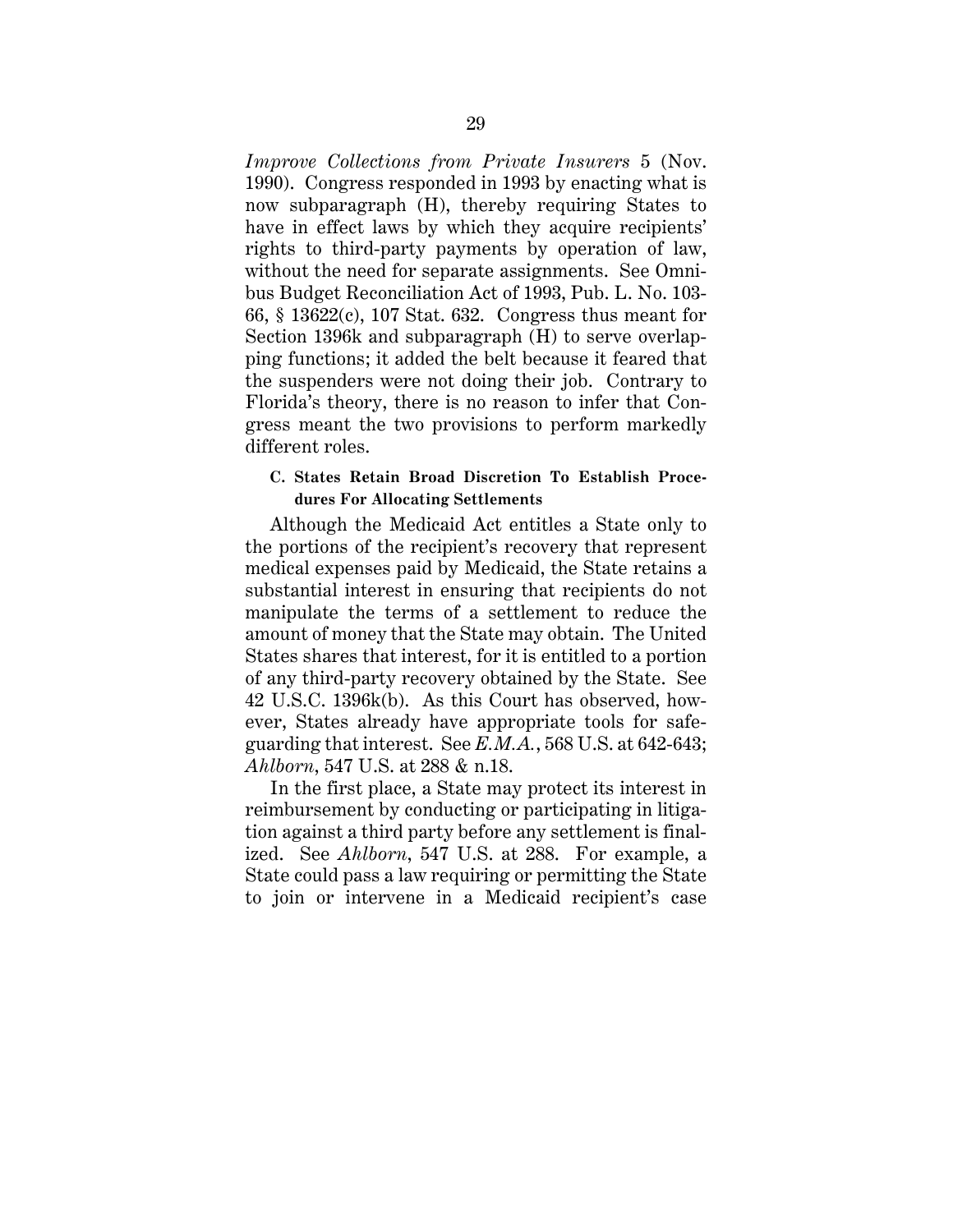*Improve Collections from Private Insurers* 5 (Nov. 1990). Congress responded in 1993 by enacting what is now subparagraph (H), thereby requiring States to have in effect laws by which they acquire recipients' rights to third-party payments by operation of law, without the need for separate assignments. See Omnibus Budget Reconciliation Act of 1993, Pub. L. No. 103-66, § 13622(c), 107 Stat. 632. Congress thus meant for Section 1396k and subparagraph (H) to serve overlapping functions; it added the belt because it feared that the suspenders were not doing their job. Contrary to Florida's theory, there is no reason to infer that Congress meant the two provisions to perform markedly different roles.

### C. States Retain Broad Discretion To Establish Procedures For Allocating Settlements

Although the Medicaid Act entitles a State only to the portions of the recipient's recovery that represent medical expenses paid by Medicaid, the State retains a substantial interest in ensuring that recipients do not manipulate the terms of a settlement to reduce the amount of money that the State may obtain. The United States shares that interest, for it is entitled to a portion of any third-party recovery obtained by the State. See 42 U.S.C. 1396k(b). As this Court has observed, however, States already have appropriate tools for safeguarding that interest. See *E.M.A.*, 568 U.S. at 642-643; *Ahlborn*, 547 U.S. at 288 & n.18.

In the first place, a State may protect its interest in reimbursement by conducting or participating in litigation against a third party before any settlement is finalized. See *Ahlborn*, 547 U.S. at 288. For example, a State could pass a law requiring or permitting the State to join or intervene in a Medicaid recipient's case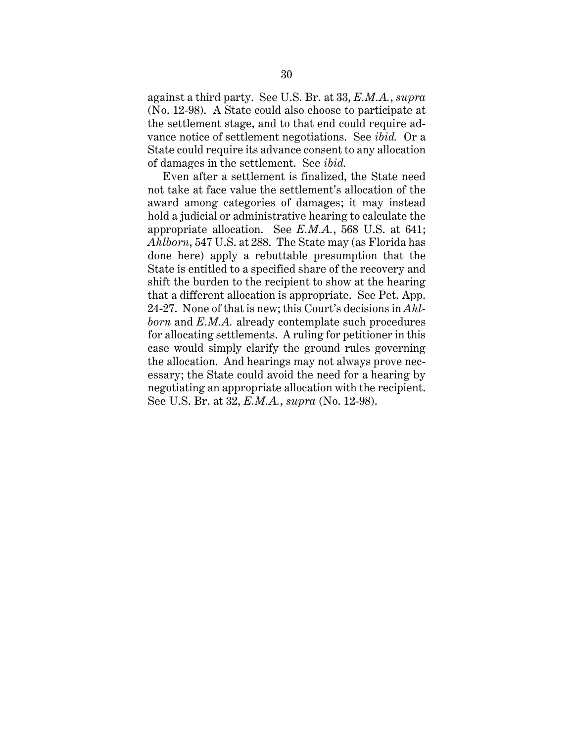against a third party. See U.S. Br. at 33, *E.M.A.*, *supra* (No. 12-98). A State could also choose to participate at the settlement stage, and to that end could require advance notice of settlement negotiations. See *ibid.* Or a State could require its advance consent to any allocation of damages in the settlement. See *ibid.*

Even after a settlement is finalized, the State need not take at face value the settlement's allocation of the award among categories of damages; it may instead hold a judicial or administrative hearing to calculate the appropriate allocation. See *E.M.A.*, 568 U.S. at 641; *Ahlborn*, 547 U.S. at 288. The State may (as Florida has done here) apply a rebuttable presumption that the State is entitled to a specified share of the recovery and shift the burden to the recipient to show at the hearing that a different allocation is appropriate. See Pet. App. 24-27. None of that is new; this Court's decisions in *Ahlborn* and *E.M.A.* already contemplate such procedures for allocating settlements. A ruling for petitioner in this case would simply clarify the ground rules governing the allocation. And hearings may not always prove necessary; the State could avoid the need for a hearing by negotiating an appropriate allocation with the recipient. See U.S. Br. at 32, *E.M.A.*, *supra* (No. 12-98).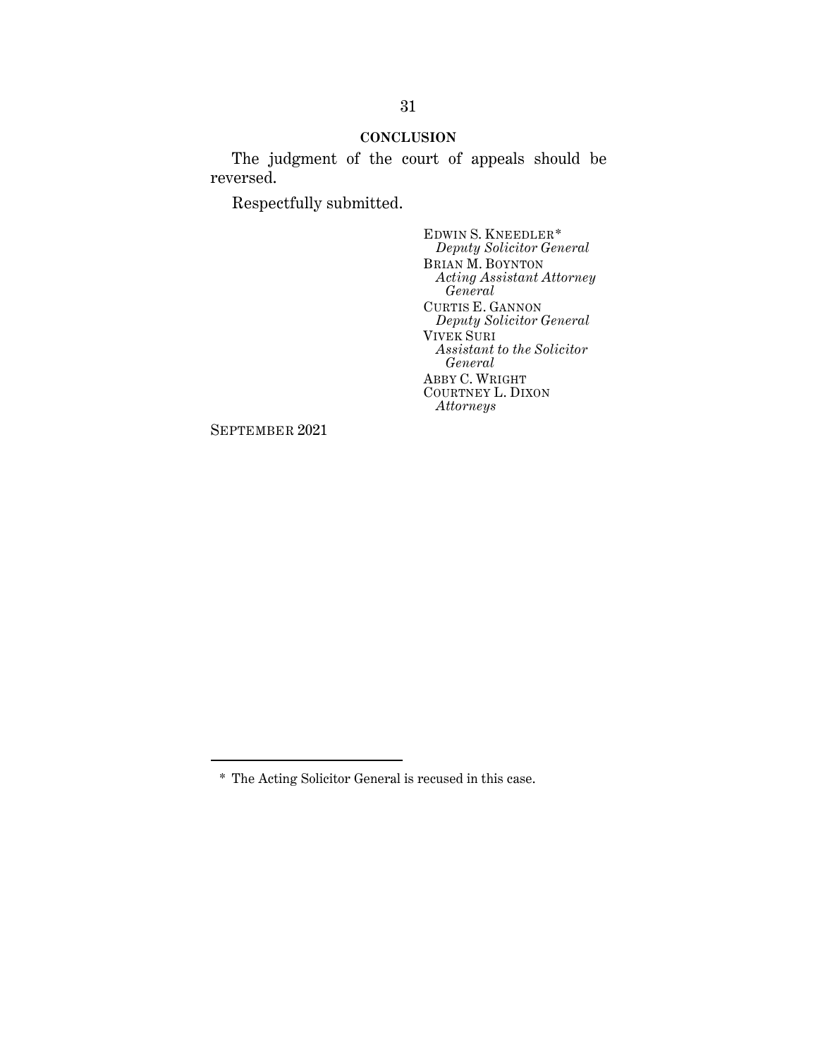## CONCLUSION

The judgment of the court of appeals should be reversed.

Respectfully submitted.

EDWIN S. KNEEDLER*  
*Deputy Solicitor General*  
BRIAN M. BOYNTON  
*Acting Assistant Attorney General*  
CURTIS E. GANNON  
*Deputy Solicitor General*  
VIVEK SURI  
*Assistant to the Solicitor General*  
ABBY C. WRIGHT  
COURTNEY L. DIXON  
*Attorneys*

SEPTEMBER 2021

---

* The Acting Solicitor General is recused in this case.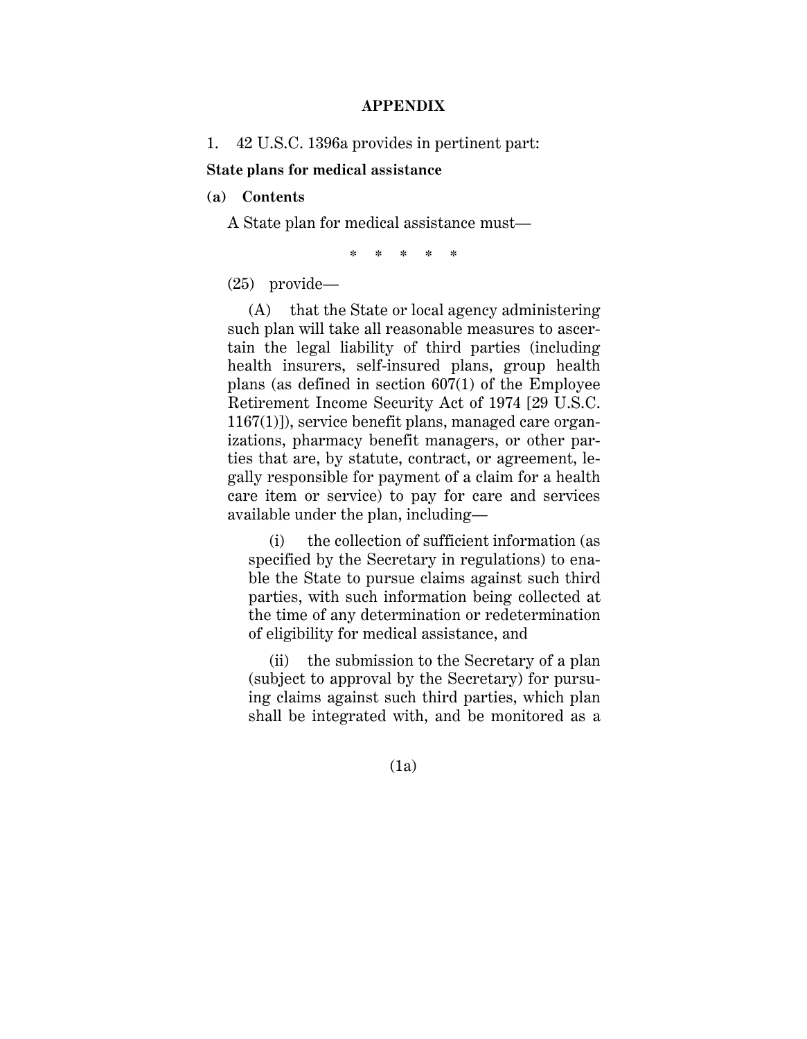**APPENDIX**

1. 42 U.S.C. 1396a provides in pertinent part:

**State plans for medical assistance**

**(a) Contents**

A State plan for medical assistance must—

\* \* \* \* \*

(25) provide—

(A) that the State or local agency administering such plan will take all reasonable measures to ascertain the legal liability of third parties (including health insurers, self-insured plans, group health plans (as defined in section 607(1) of the Employee Retirement Income Security Act of 1974 [29 U.S.C. 1167(1)]), service benefit plans, managed care organizations, pharmacy benefit managers, or other parties that are, by statute, contract, or agreement, legally responsible for payment of a claim for a health care item or service) to pay for care and services available under the plan, including—

(i) the collection of sufficient information (as specified by the Secretary in regulations) to enable the State to pursue claims against such third parties, with such information being collected at the time of any determination or redetermination of eligibility for medical assistance, and

(ii) the submission to the Secretary of a plan (subject to approval by the Secretary) for pursuing claims against such third parties, which plan shall be integrated with, and be monitored as a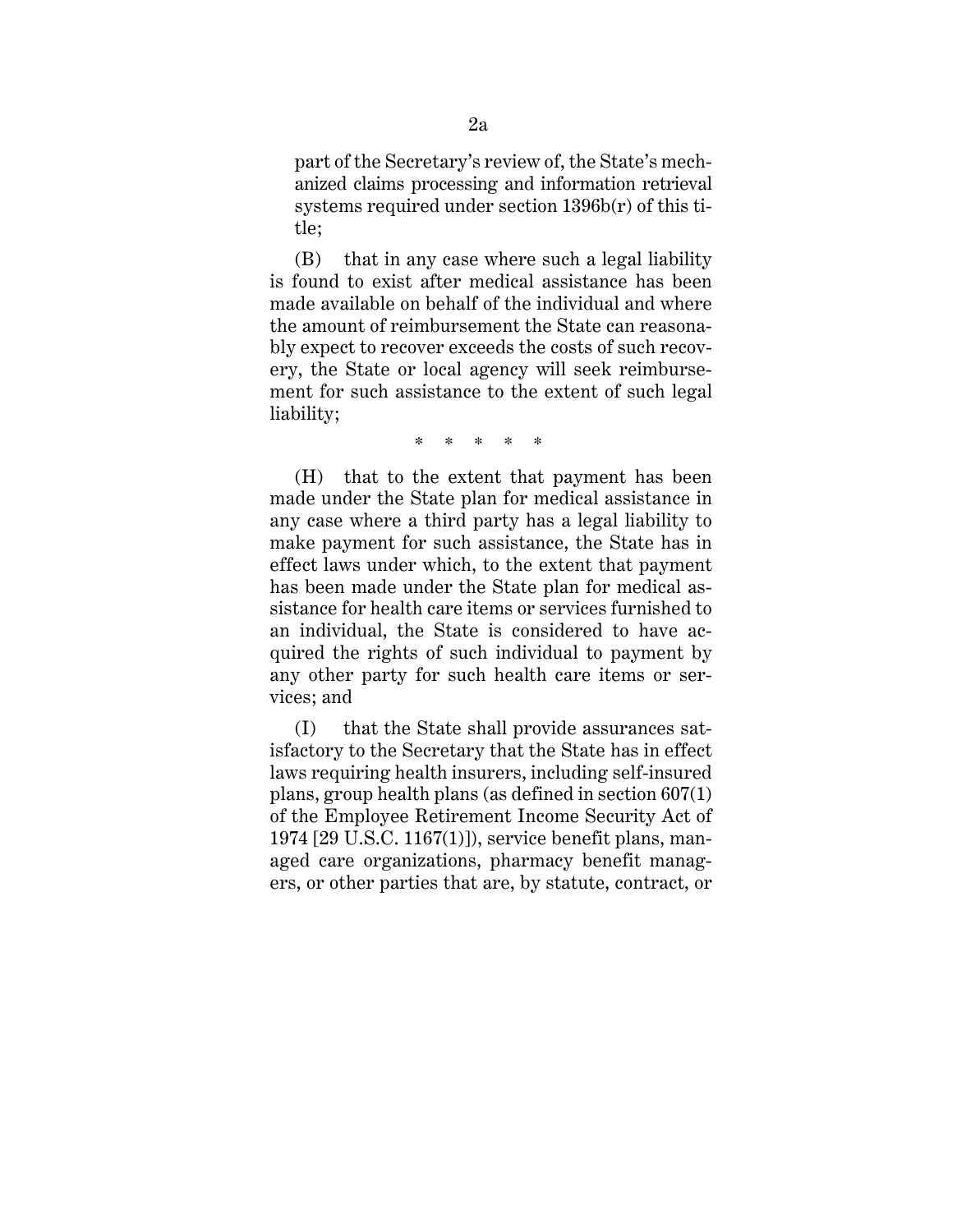part of the Secretary's review of, the State's mechanized claims processing and information retrieval systems required under section 1396b(r) of this title;

(B) that in any case where such a legal liability is found to exist after medical assistance has been made available on behalf of the individual and where the amount of reimbursement the State can reasonably expect to recover exceeds the costs of such recovery, the State or local agency will seek reimbursement for such assistance to the extent of such legal liability;

\* \* \* \* \*

(H) that to the extent that payment has been made under the State plan for medical assistance in any case where a third party has a legal liability to make payment for such assistance, the State has in effect laws under which, to the extent that payment has been made under the State plan for medical assistance for health care items or services furnished to an individual, the State is considered to have acquired the rights of such individual to payment by any other party for such health care items or services; and

(I) that the State shall provide assurances satisfactory to the Secretary that the State has in effect laws requiring health insurers, including self-insured plans, group health plans (as defined in section 607(1) of the Employee Retirement Income Security Act of 1974 [29 U.S.C. 1167(1)]), service benefit plans, managed care organizations, pharmacy benefit managers, or other parties that are, by statute, contract, or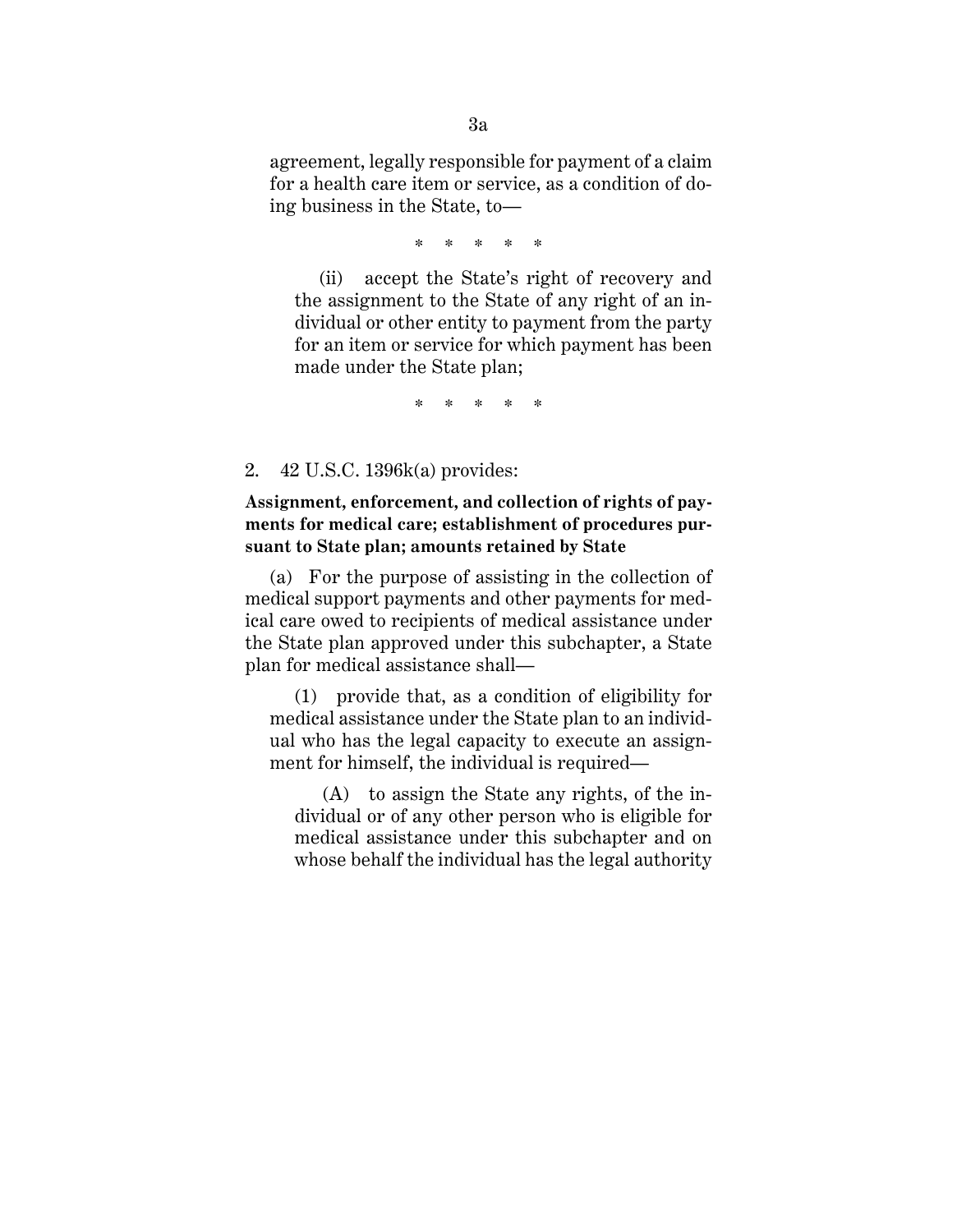agreement, legally responsible for payment of a claim for a health care item or service, as a condition of doing business in the State, to—

\* \* \* \* \*

(ii) accept the State's right of recovery and the assignment to the State of any right of an individual or other entity to payment from the party for an item or service for which payment has been made under the State plan;

\* \* \* \* \*

2. 42 U.S.C. 1396k(a) provides:

**Assignment, enforcement, and collection of rights of payments for medical care; establishment of procedures pursuant to State plan; amounts retained by State**

(a) For the purpose of assisting in the collection of medical support payments and other payments for medical care owed to recipients of medical assistance under the State plan approved under this subchapter, a State plan for medical assistance shall—

(1) provide that, as a condition of eligibility for medical assistance under the State plan to an individual who has the legal capacity to execute an assignment for himself, the individual is required—

(A) to assign the State any rights, of the individual or of any other person who is eligible for medical assistance under this subchapter and on whose behalf the individual has the legal authority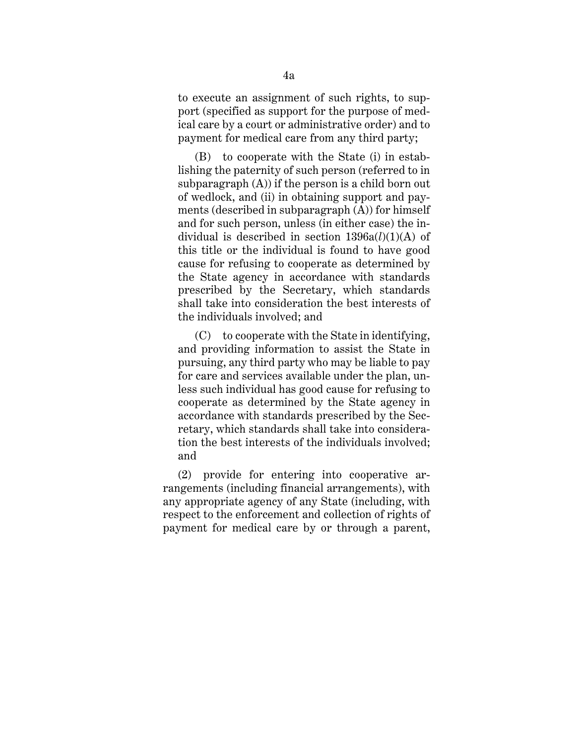to execute an assignment of such rights, to support (specified as support for the purpose of medical care by a court or administrative order) and to payment for medical care from any third party;

(B) to cooperate with the State (i) in establishing the paternity of such person (referred to in subparagraph (A)) if the person is a child born out of wedlock, and (ii) in obtaining support and payments (described in subparagraph (A)) for himself and for such person, unless (in either case) the individual is described in section 1396a(*l*)(1)(A) of this title or the individual is found to have good cause for refusing to cooperate as determined by the State agency in accordance with standards prescribed by the Secretary, which standards shall take into consideration the best interests of the individuals involved; and

(C) to cooperate with the State in identifying, and providing information to assist the State in pursuing, any third party who may be liable to pay for care and services available under the plan, unless such individual has good cause for refusing to cooperate as determined by the State agency in accordance with standards prescribed by the Secretary, which standards shall take into consideration the best interests of the individuals involved; and

(2) provide for entering into cooperative arrangements (including financial arrangements), with any appropriate agency of any State (including, with respect to the enforcement and collection of rights of payment for medical care by or through a parent,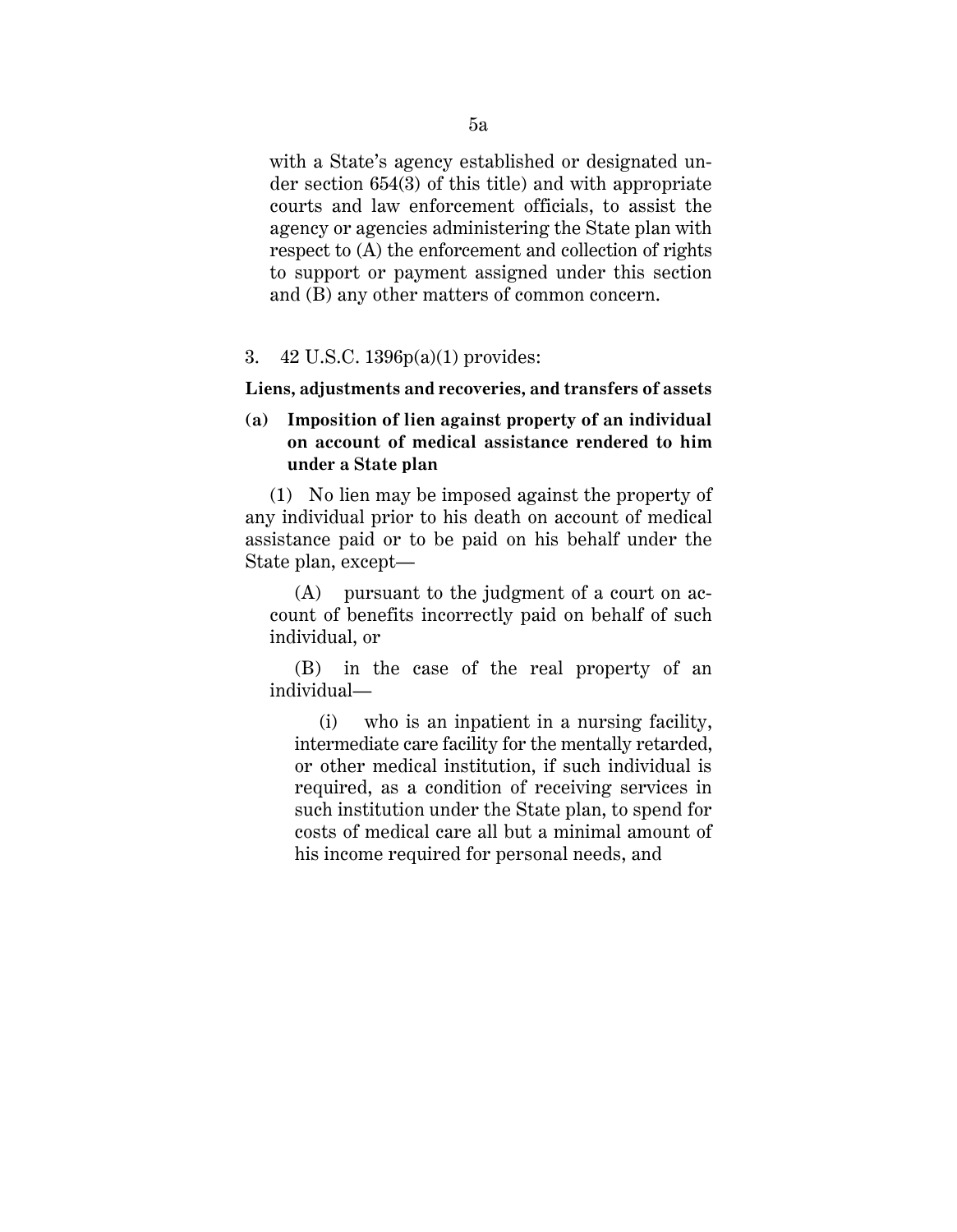with a State's agency established or designated under section 654(3) of this title) and with appropriate courts and law enforcement officials, to assist the agency or agencies administering the State plan with respect to (A) the enforcement and collection of rights to support or payment assigned under this section and (B) any other matters of common concern.

3. 42 U.S.C. 1396p(a)(1) provides:

**Liens, adjustments and recoveries, and transfers of assets**

**(a) Imposition of lien against property of an individual on account of medical assistance rendered to him under a State plan**

(1) No lien may be imposed against the property of any individual prior to his death on account of medical assistance paid or to be paid on his behalf under the State plan, except—

(A) pursuant to the judgment of a court on account of benefits incorrectly paid on behalf of such individual, or

(B) in the case of the real property of an individual—

(i) who is an inpatient in a nursing facility, intermediate care facility for the mentally retarded, or other medical institution, if such individual is required, as a condition of receiving services in such institution under the State plan, to spend for costs of medical care all but a minimal amount of his income required for personal needs, and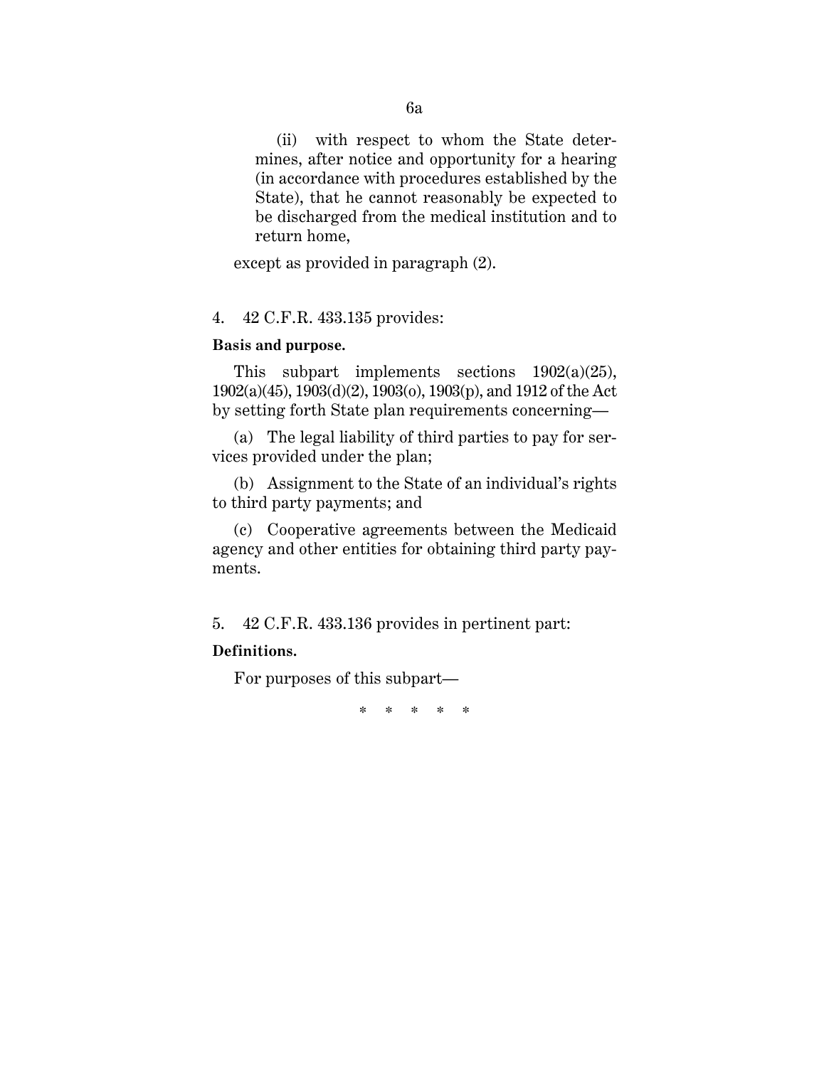(ii) with respect to whom the State determines, after notice and opportunity for a hearing (in accordance with procedures established by the State), that he cannot reasonably be expected to be discharged from the medical institution and to return home,

except as provided in paragraph (2).

4. 42 C.F.R. 433.135 provides:

**Basis and purpose.**

This subpart implements sections 1902(a)(25), 1902(a)(45), 1903(d)(2), 1903(o), 1903(p), and 1912 of the Act by setting forth State plan requirements concerning—

(a) The legal liability of third parties to pay for services provided under the plan;

(b) Assignment to the State of an individual's rights to third party payments; and

(c) Cooperative agreements between the Medicaid agency and other entities for obtaining third party payments.

5. 42 C.F.R. 433.136 provides in pertinent part:

**Definitions.**

For purposes of this subpart—

\* \* \* \* \*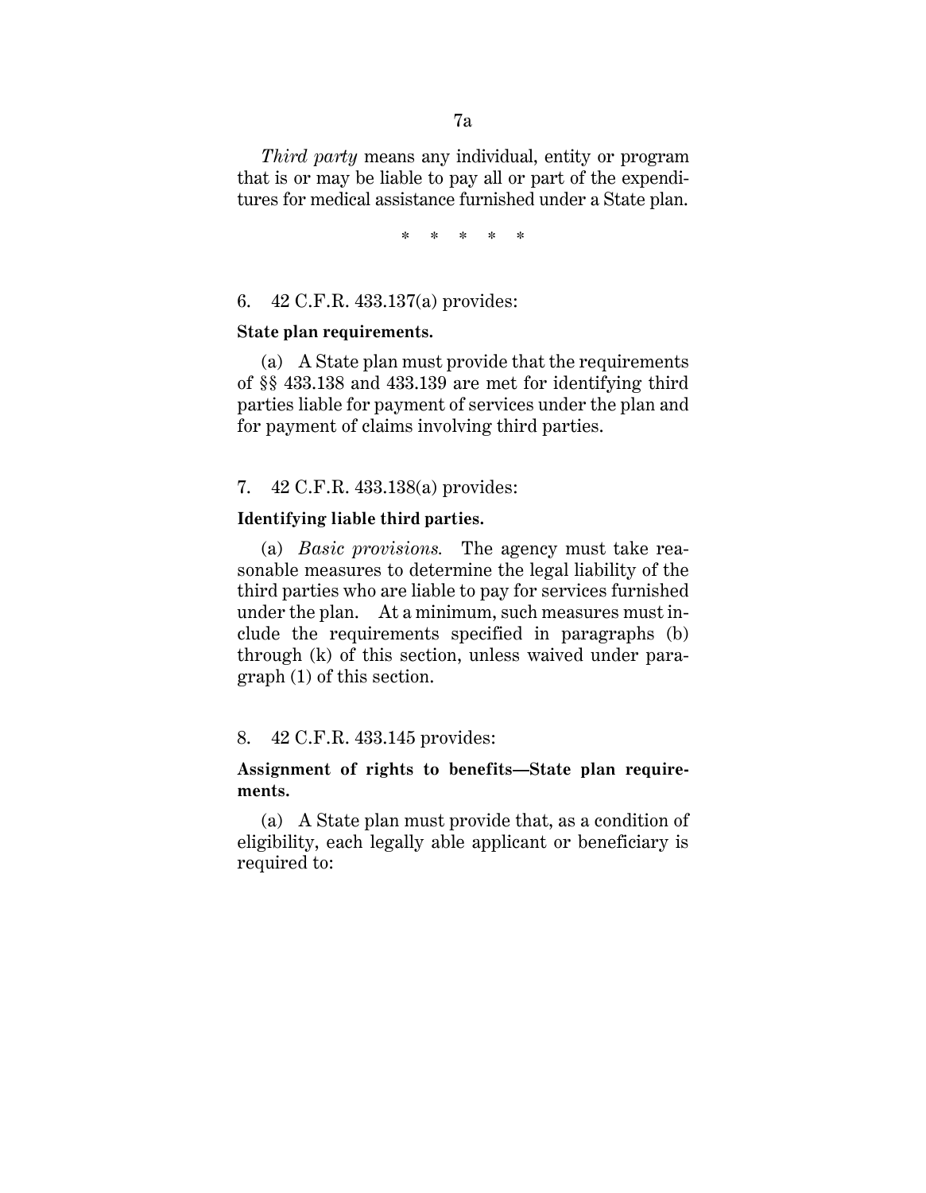*Third party* means any individual, entity or program that is or may be liable to pay all or part of the expenditures for medical assistance furnished under a State plan.

\* \* \* \* \*

6. 42 C.F.R. 433.137(a) provides:

**State plan requirements.**

(a) A State plan must provide that the requirements of §§ 433.138 and 433.139 are met for identifying third parties liable for payment of services under the plan and for payment of claims involving third parties.

7. 42 C.F.R. 433.138(a) provides:

**Identifying liable third parties.**

(a) *Basic provisions.* The agency must take reasonable measures to determine the legal liability of the third parties who are liable to pay for services furnished under the plan. At a minimum, such measures must include the requirements specified in paragraphs (b) through (k) of this section, unless waived under paragraph (1) of this section.

8. 42 C.F.R. 433.145 provides:

**Assignment of rights to benefits—State plan requirements.**

(a) A State plan must provide that, as a condition of eligibility, each legally able applicant or beneficiary is required to: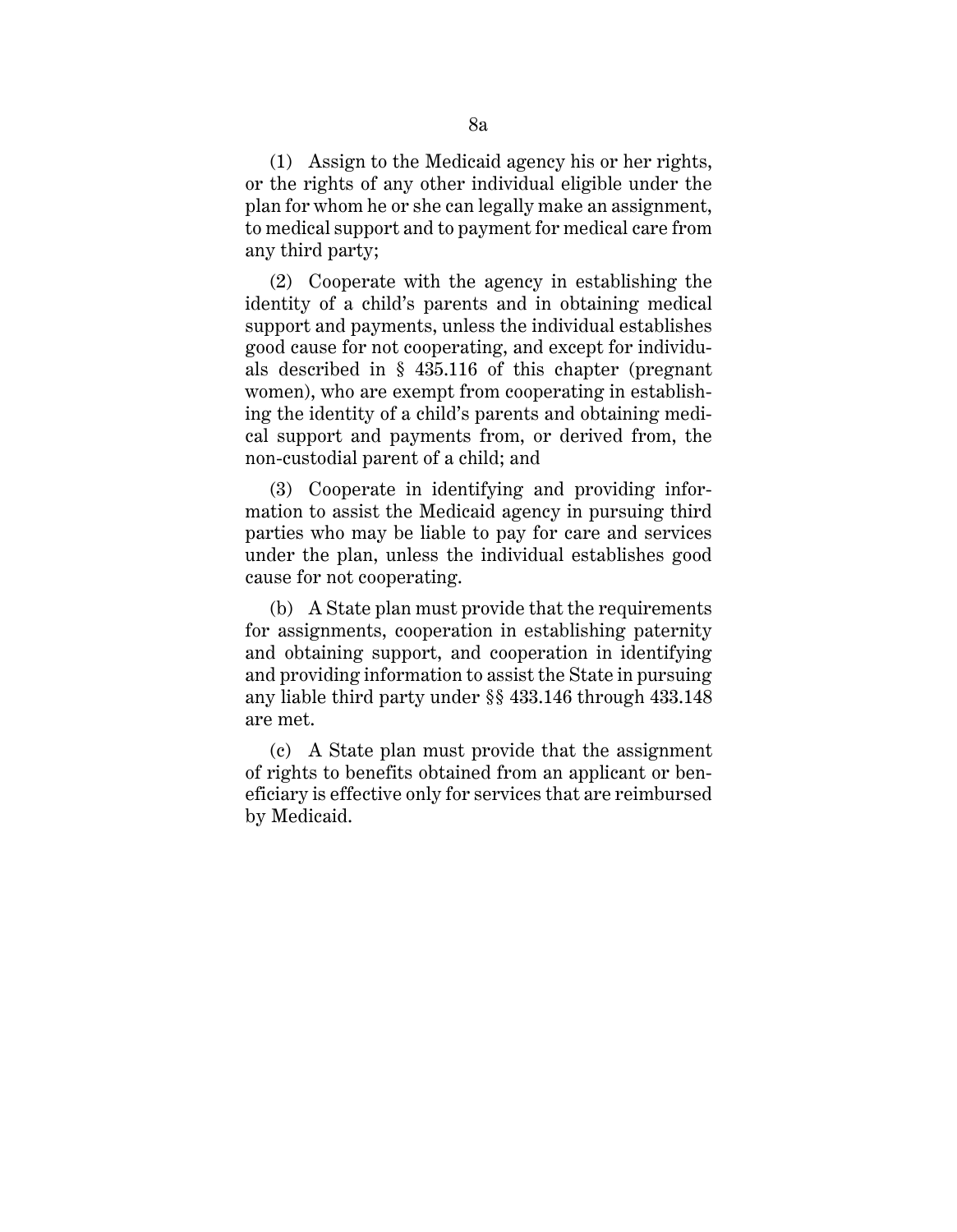(1) Assign to the Medicaid agency his or her rights, or the rights of any other individual eligible under the plan for whom he or she can legally make an assignment, to medical support and to payment for medical care from any third party;

(2) Cooperate with the agency in establishing the identity of a child's parents and in obtaining medical support and payments, unless the individual establishes good cause for not cooperating, and except for individuals described in § 435.116 of this chapter (pregnant women), who are exempt from cooperating in establishing the identity of a child's parents and obtaining medical support and payments from, or derived from, the non-custodial parent of a child; and

(3) Cooperate in identifying and providing information to assist the Medicaid agency in pursuing third parties who may be liable to pay for care and services under the plan, unless the individual establishes good cause for not cooperating.

(b) A State plan must provide that the requirements for assignments, cooperation in establishing paternity and obtaining support, and cooperation in identifying and providing information to assist the State in pursuing any liable third party under §§ 433.146 through 433.148 are met.

(c) A State plan must provide that the assignment of rights to benefits obtained from an applicant or beneficiary is effective only for services that are reimbursed by Medicaid.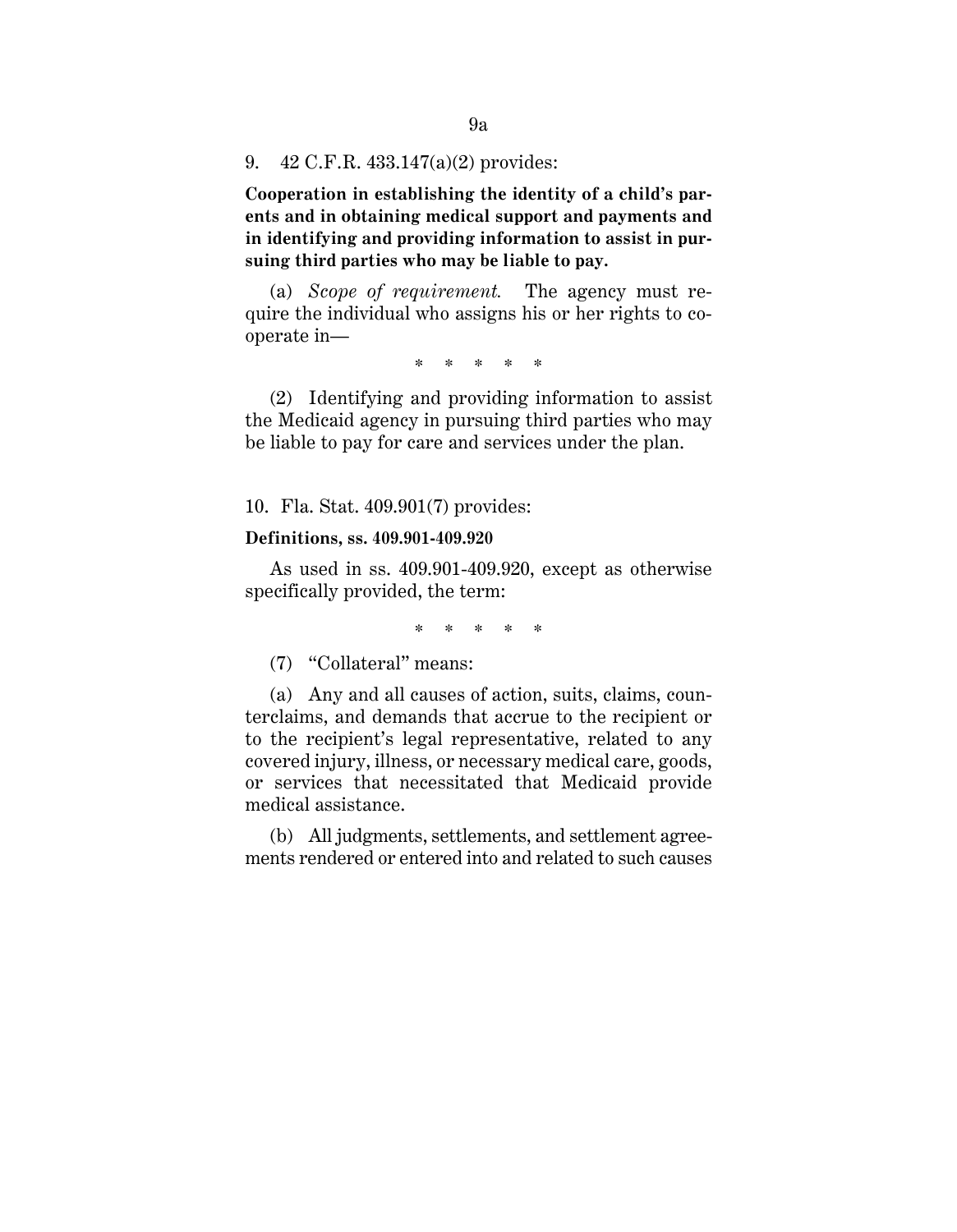9. 42 C.F.R. 433.147(a)(2) provides:

**Cooperation in establishing the identity of a child's parents and in obtaining medical support and payments and in identifying and providing information to assist in pursuing third parties who may be liable to pay.**

(a) *Scope of requirement.* The agency must require the individual who assigns his or her rights to cooperate in—

\* \* \* \* \*

(2) Identifying and providing information to assist the Medicaid agency in pursuing third parties who may be liable to pay for care and services under the plan.

10. Fla. Stat. 409.901(7) provides:

**Definitions, ss. 409.901-409.920**

As used in ss. 409.901-409.920, except as otherwise specifically provided, the term:

\* \* \* \* \*

(7) "Collateral" means:

(a) Any and all causes of action, suits, claims, counterclaims, and demands that accrue to the recipient or to the recipient's legal representative, related to any covered injury, illness, or necessary medical care, goods, or services that necessitated that Medicaid provide medical assistance.

(b) All judgments, settlements, and settlement agreements rendered or entered into and related to such causes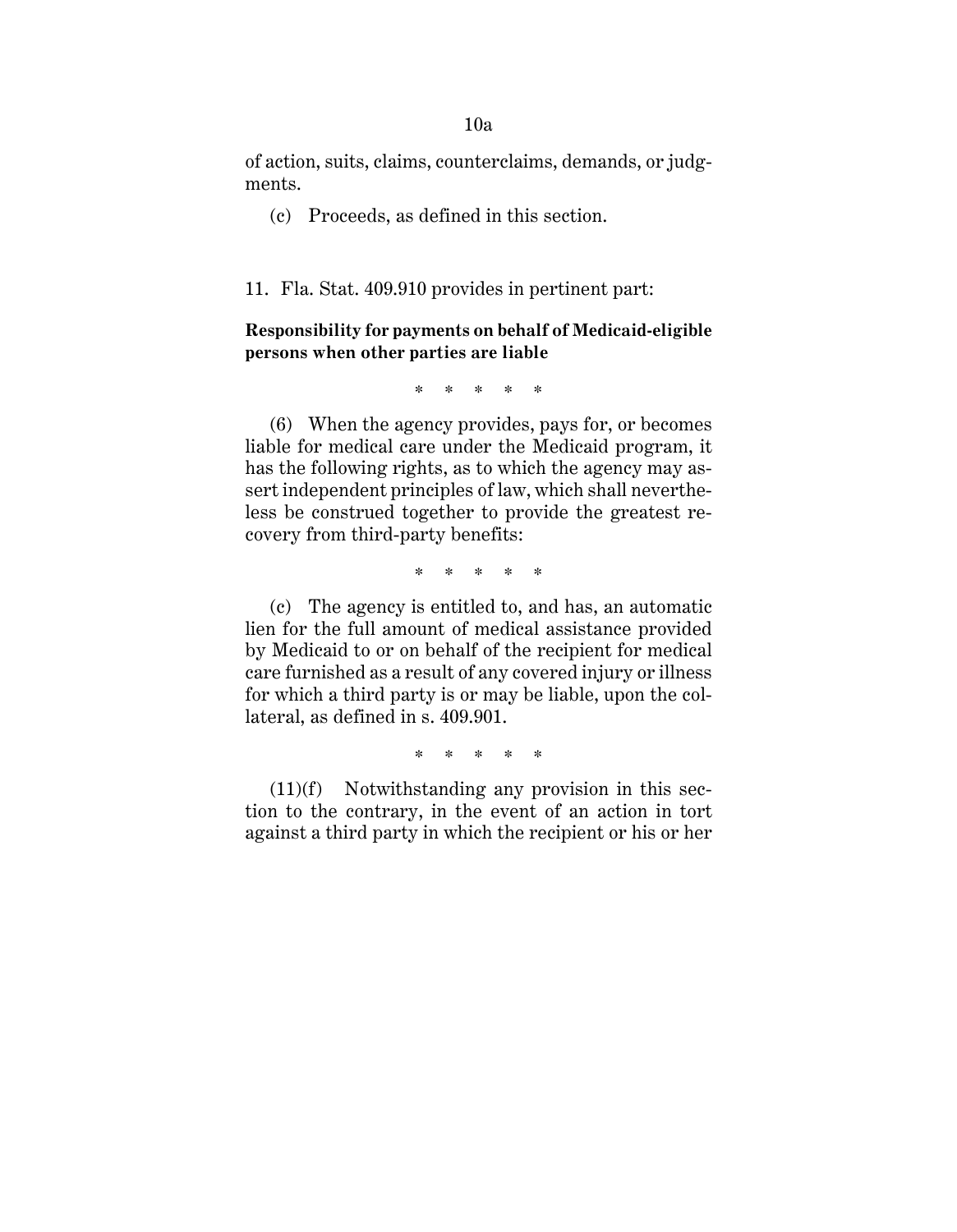of action, suits, claims, counterclaims, demands, or judgments.

(c) Proceeds, as defined in this section.

11. Fla. Stat. 409.910 provides in pertinent part:

**Responsibility for payments on behalf of Medicaid-eligible persons when other parties are liable**

\* \* \* \* \*

(6) When the agency provides, pays for, or becomes liable for medical care under the Medicaid program, it has the following rights, as to which the agency may assert independent principles of law, which shall nevertheless be construed together to provide the greatest recovery from third-party benefits:

\* \* \* \* \*

(c) The agency is entitled to, and has, an automatic lien for the full amount of medical assistance provided by Medicaid to or on behalf of the recipient for medical care furnished as a result of any covered injury or illness for which a third party is or may be liable, upon the collateral, as defined in s. 409.901.

\* \* \* \* \*

(11)(f) Notwithstanding any provision in this section to the contrary, in the event of an action in tort against a third party in which the recipient or his or her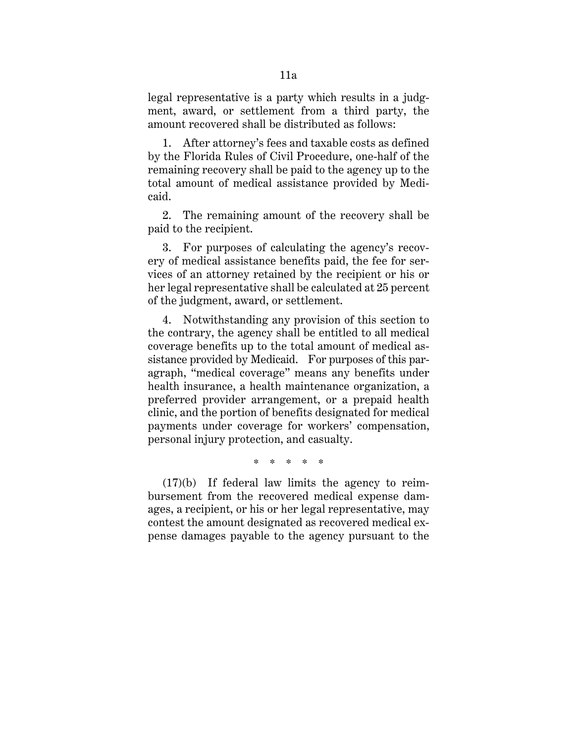legal representative is a party which results in a judgment, award, or settlement from a third party, the amount recovered shall be distributed as follows:

1. After attorney's fees and taxable costs as defined by the Florida Rules of Civil Procedure, one-half of the remaining recovery shall be paid to the agency up to the total amount of medical assistance provided by Medicaid.

2. The remaining amount of the recovery shall be paid to the recipient.

3. For purposes of calculating the agency's recovery of medical assistance benefits paid, the fee for services of an attorney retained by the recipient or his or her legal representative shall be calculated at 25 percent of the judgment, award, or settlement.

4. Notwithstanding any provision of this section to the contrary, the agency shall be entitled to all medical coverage benefits up to the total amount of medical assistance provided by Medicaid. For purposes of this paragraph, "medical coverage" means any benefits under health insurance, a health maintenance organization, a preferred provider arrangement, or a prepaid health clinic, and the portion of benefits designated for medical payments under coverage for workers' compensation, personal injury protection, and casualty.

\* \* \* \* \*

(17)(b) If federal law limits the agency to reimbursement from the recovered medical expense damages, a recipient, or his or her legal representative, may contest the amount designated as recovered medical expense damages payable to the agency pursuant to the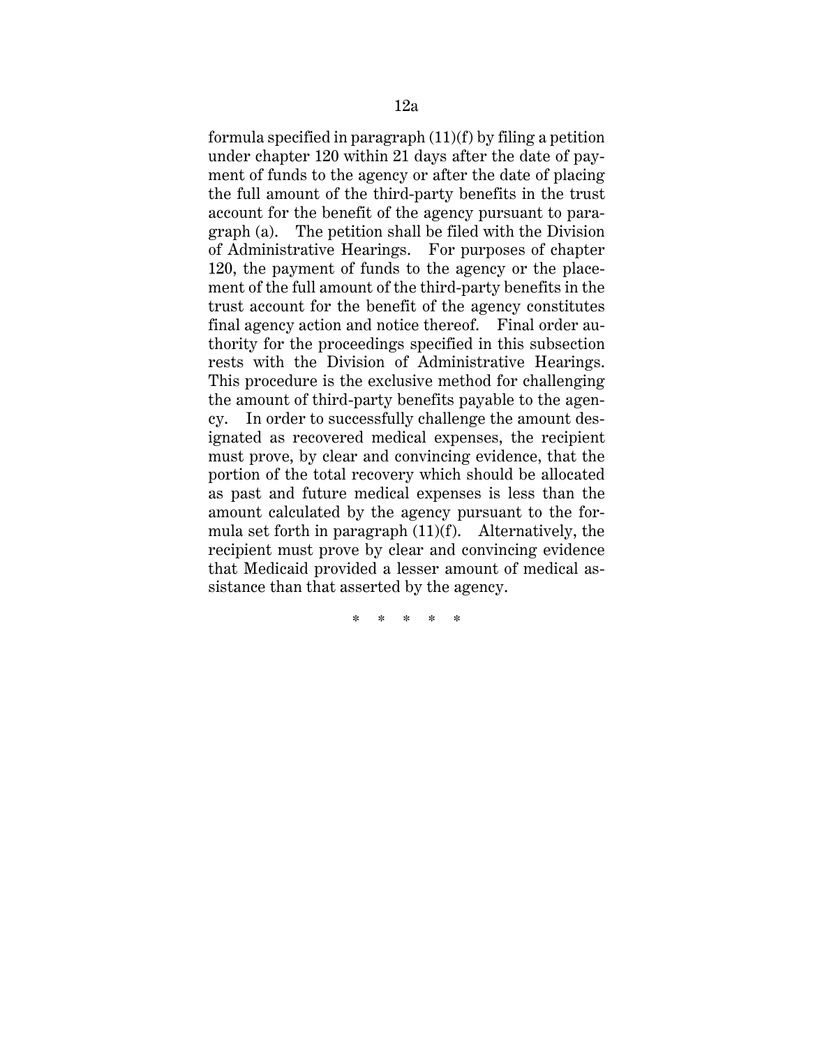formula specified in paragraph (11)(f) by filing a petition under chapter 120 within 21 days after the date of payment of funds to the agency or after the date of placing the full amount of the third-party benefits in the trust account for the benefit of the agency pursuant to paragraph (a). The petition shall be filed with the Division of Administrative Hearings. For purposes of chapter 120, the payment of funds to the agency or the placement of the full amount of the third-party benefits in the trust account for the benefit of the agency constitutes final agency action and notice thereof. Final order authority for the proceedings specified in this subsection rests with the Division of Administrative Hearings. This procedure is the exclusive method for challenging the amount of third-party benefits payable to the agency. In order to successfully challenge the amount designated as recovered medical expenses, the recipient must prove, by clear and convincing evidence, that the portion of the total recovery which should be allocated as past and future medical expenses is less than the amount calculated by the agency pursuant to the formula set forth in paragraph (11)(f). Alternatively, the recipient must prove by clear and convincing evidence that Medicaid provided a lesser amount of medical assistance than that asserted by the agency.

\* \* \* \* \*